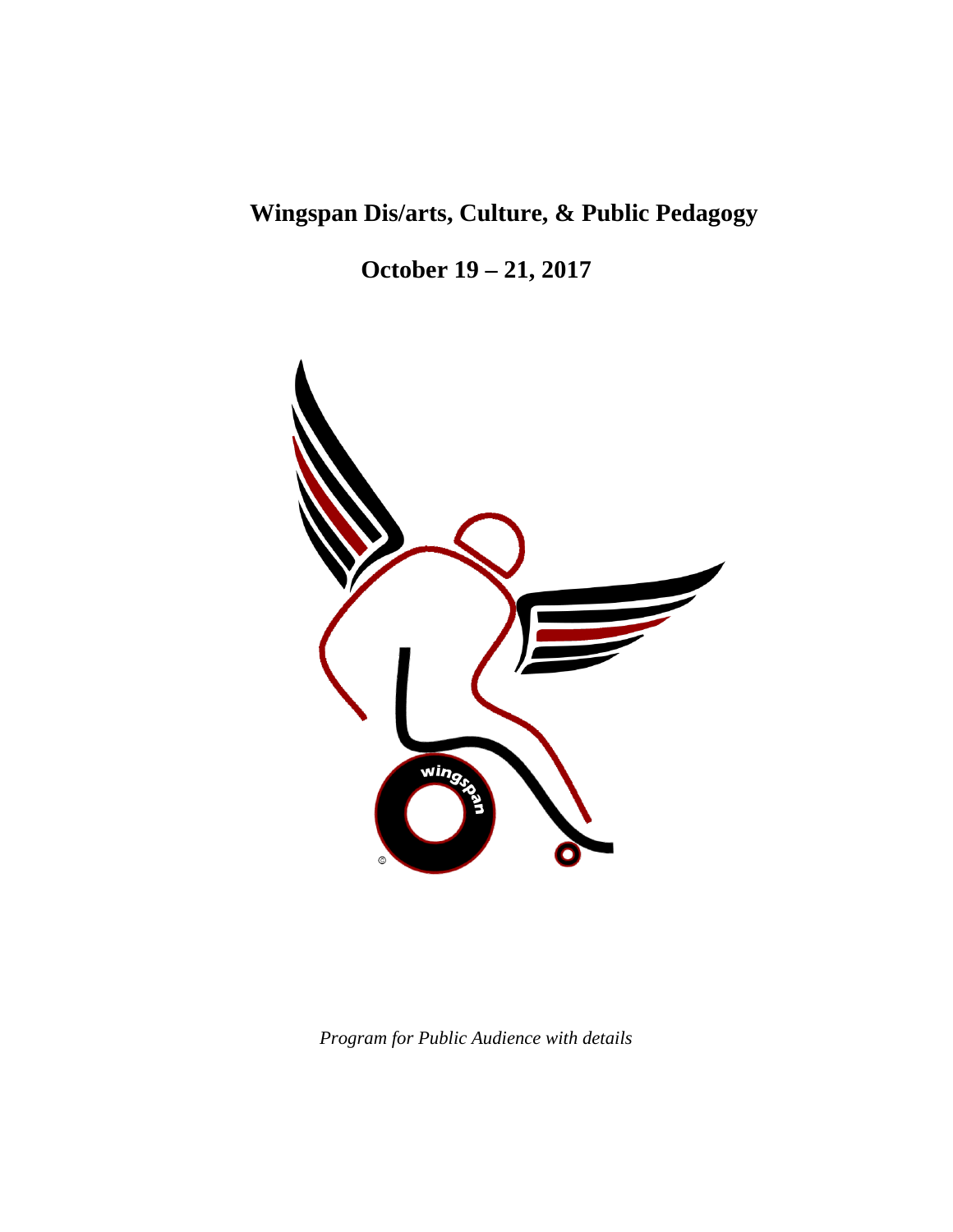# Wingspan Dis/arts, Culture, & Public Pedagogy

## October 19 – 21, 2017

*Program for Public Audience with details*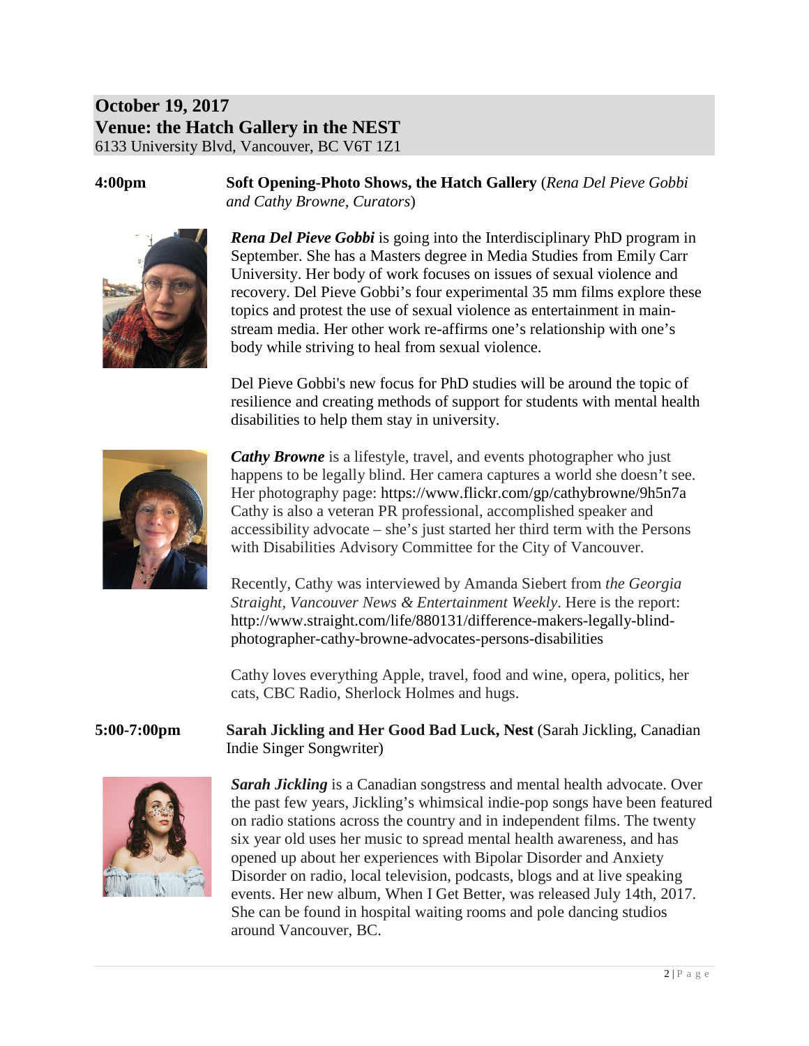**October 19, 2017**
**Venue: the Hatch Gallery in the NEST**
6133 University Blvd, Vancouver, BC V6T 1Z1

**4:00pm** **Soft Opening-Photo Shows, the Hatch Gallery** (*Rena Del Pieve Gobbi and Cathy Browne, Curators*)

***Rena Del Pieve Gobbi*** is going into the Interdisciplinary PhD program in September. She has a Masters degree in Media Studies from Emily Carr University. Her body of work focuses on issues of sexual violence and recovery. Del Pieve Gobbi's four experimental 35 mm films explore these topics and protest the use of sexual violence as entertainment in main-stream media. Her other work re-affirms one's relationship with one's body while striving to heal from sexual violence.

Del Pieve Gobbi's new focus for PhD studies will be around the topic of resilience and creating methods of support for students with mental health disabilities to help them stay in university.

***Cathy Browne*** is a lifestyle, travel, and events photographer who just happens to be legally blind. Her camera captures a world she doesn't see. Her photography page: https://www.flickr.com/gp/cathybrowne/9h5n7a Cathy is also a veteran PR professional, accomplished speaker and accessibility advocate – she's just started her third term with the Persons with Disabilities Advisory Committee for the City of Vancouver.

Recently, Cathy was interviewed by Amanda Siebert from *the Georgia Straight, Vancouver News & Entertainment Weekly*. Here is the report: http://www.straight.com/life/880131/difference-makers-legally-blind-photographer-cathy-browne-advocates-persons-disabilities

Cathy loves everything Apple, travel, food and wine, opera, politics, her cats, CBC Radio, Sherlock Holmes and hugs.

**5:00-7:00pm** **Sarah Jickling and Her Good Bad Luck, Nest** (Sarah Jickling, Canadian Indie Singer Songwriter)

***Sarah Jickling*** is a Canadian songstress and mental health advocate. Over the past few years, Jickling's whimsical indie-pop songs have been featured on radio stations across the country and in independent films. The twenty six year old uses her music to spread mental health awareness, and has opened up about her experiences with Bipolar Disorder and Anxiety Disorder on radio, local television, podcasts, blogs and at live speaking events. Her new album, When I Get Better, was released July 14th, 2017. She can be found in hospital waiting rooms and pole dancing studios around Vancouver, BC.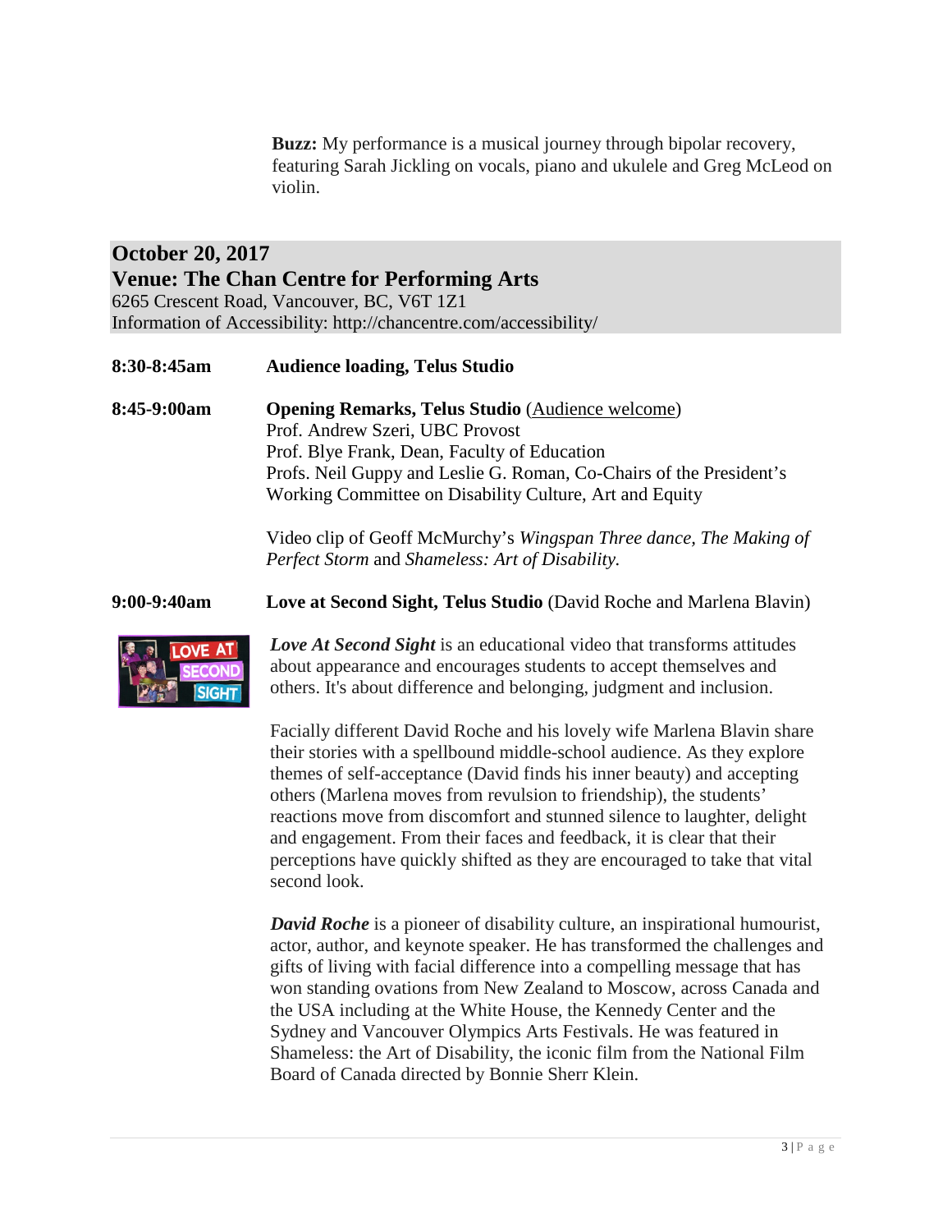**Buzz:** My performance is a musical journey through bipolar recovery, featuring Sarah Jickling on vocals, piano and ukulele and Greg McLeod on violin.

## October 20, 2017
## Venue: The Chan Centre for Performing Arts

6265 Crescent Road, Vancouver, BC, V6T 1Z1
Information of Accessibility: http://chancentre.com/accessibility/

**8:30-8:45am** **Audience loading, Telus Studio**

**8:45-9:00am** **Opening Remarks, Telus Studio** (Audience welcome)
Prof. Andrew Szeri, UBC Provost
Prof. Blye Frank, Dean, Faculty of Education
Profs. Neil Guppy and Leslie G. Roman, Co-Chairs of the President's Working Committee on Disability Culture, Art and Equity

Video clip of Geoff McMurchy's *Wingspan Three dance, The Making of Perfect Storm* and *Shameless: Art of Disability.*

**9:00-9:40am** **Love at Second Sight, Telus Studio** (David Roche and Marlena Blavin)

***Love At Second Sight*** is an educational video that transforms attitudes about appearance and encourages students to accept themselves and others. It's about difference and belonging, judgment and inclusion.

Facially different David Roche and his lovely wife Marlena Blavin share their stories with a spellbound middle-school audience. As they explore themes of self-acceptance (David finds his inner beauty) and accepting others (Marlena moves from revulsion to friendship), the students' reactions move from discomfort and stunned silence to laughter, delight and engagement. From their faces and feedback, it is clear that their perceptions have quickly shifted as they are encouraged to take that vital second look.

***David Roche*** is a pioneer of disability culture, an inspirational humourist, actor, author, and keynote speaker. He has transformed the challenges and gifts of living with facial difference into a compelling message that has won standing ovations from New Zealand to Moscow, across Canada and the USA including at the White House, the Kennedy Center and the Sydney and Vancouver Olympics Arts Festivals. He was featured in Shameless: the Art of Disability, the iconic film from the National Film Board of Canada directed by Bonnie Sherr Klein.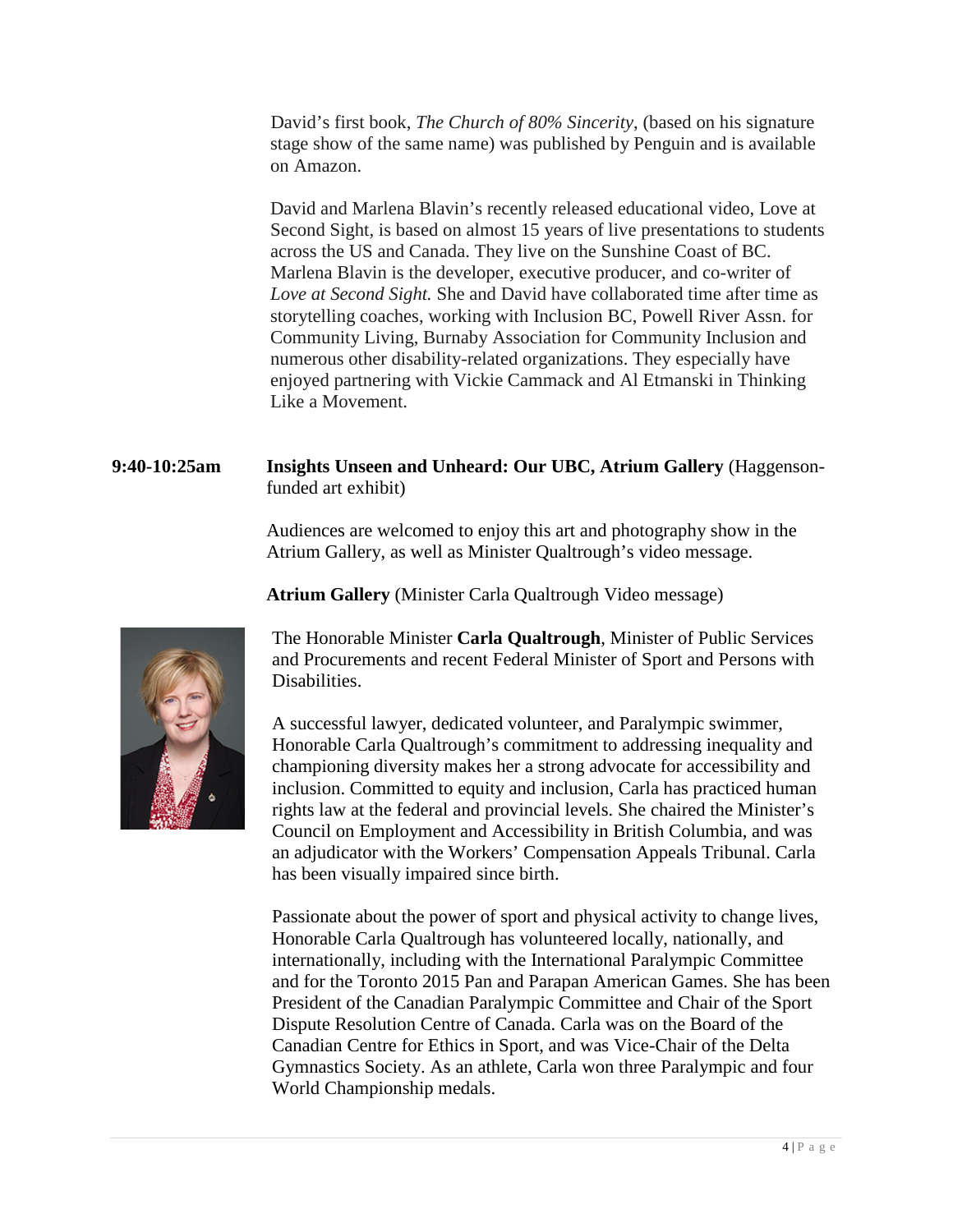David's first book, *The Church of 80% Sincerity*, (based on his signature stage show of the same name) was published by Penguin and is available on Amazon.

David and Marlena Blavin's recently released educational video, Love at Second Sight, is based on almost 15 years of live presentations to students across the US and Canada. They live on the Sunshine Coast of BC. Marlena Blavin is the developer, executive producer, and co-writer of *Love at Second Sight.* She and David have collaborated time after time as storytelling coaches, working with Inclusion BC, Powell River Assn. for Community Living, Burnaby Association for Community Inclusion and numerous other disability-related organizations. They especially have enjoyed partnering with Vickie Cammack and Al Etmanski in Thinking Like a Movement.

**9:40-10:25am** **Insights Unseen and Unheard: Our UBC, Atrium Gallery** (Haggenson-funded art exhibit)

Audiences are welcomed to enjoy this art and photography show in the Atrium Gallery, as well as Minister Qualtrough's video message.

**Atrium Gallery** (Minister Carla Qualtrough Video message)

The Honorable Minister **Carla Qualtrough**, Minister of Public Services and Procurements and recent Federal Minister of Sport and Persons with Disabilities.

A successful lawyer, dedicated volunteer, and Paralympic swimmer, Honorable Carla Qualtrough's commitment to addressing inequality and championing diversity makes her a strong advocate for accessibility and inclusion. Committed to equity and inclusion, Carla has practiced human rights law at the federal and provincial levels. She chaired the Minister's Council on Employment and Accessibility in British Columbia, and was an adjudicator with the Workers' Compensation Appeals Tribunal. Carla has been visually impaired since birth.

Passionate about the power of sport and physical activity to change lives, Honorable Carla Qualtrough has volunteered locally, nationally, and internationally, including with the International Paralympic Committee and for the Toronto 2015 Pan and Parapan American Games. She has been President of the Canadian Paralympic Committee and Chair of the Sport Dispute Resolution Centre of Canada. Carla was on the Board of the Canadian Centre for Ethics in Sport, and was Vice-Chair of the Delta Gymnastics Society. As an athlete, Carla won three Paralympic and four World Championship medals.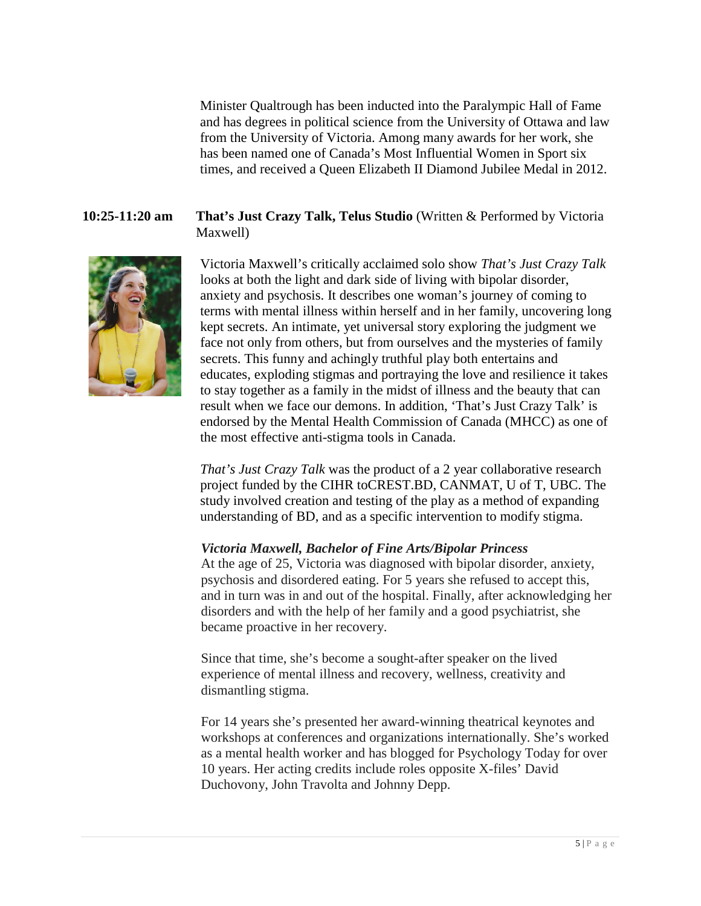Minister Qualtrough has been inducted into the Paralympic Hall of Fame and has degrees in political science from the University of Ottawa and law from the University of Victoria. Among many awards for her work, she has been named one of Canada's Most Influential Women in Sport six times, and received a Queen Elizabeth II Diamond Jubilee Medal in 2012.

**10:25-11:20 am** **That's Just Crazy Talk, Telus Studio** (Written & Performed by Victoria Maxwell)

Victoria Maxwell's critically acclaimed solo show *That's Just Crazy Talk* looks at both the light and dark side of living with bipolar disorder, anxiety and psychosis. It describes one woman's journey of coming to terms with mental illness within herself and in her family, uncovering long kept secrets. An intimate, yet universal story exploring the judgment we face not only from others, but from ourselves and the mysteries of family secrets. This funny and achingly truthful play both entertains and educates, exploding stigmas and portraying the love and resilience it takes to stay together as a family in the midst of illness and the beauty that can result when we face our demons. In addition, 'That's Just Crazy Talk' is endorsed by the Mental Health Commission of Canada (MHCC) as one of the most effective anti-stigma tools in Canada.

*That's Just Crazy Talk* was the product of a 2 year collaborative research project funded by the CIHR toCREST.BD, CANMAT, U of T, UBC. The study involved creation and testing of the play as a method of expanding understanding of BD, and as a specific intervention to modify stigma.

***Victoria Maxwell, Bachelor of Fine Arts/Bipolar Princess***

At the age of 25, Victoria was diagnosed with bipolar disorder, anxiety, psychosis and disordered eating. For 5 years she refused to accept this, and in turn was in and out of the hospital. Finally, after acknowledging her disorders and with the help of her family and a good psychiatrist, she became proactive in her recovery.

Since that time, she's become a sought-after speaker on the lived experience of mental illness and recovery, wellness, creativity and dismantling stigma.

For 14 years she's presented her award-winning theatrical keynotes and workshops at conferences and organizations internationally. She's worked as a mental health worker and has blogged for Psychology Today for over 10 years. Her acting credits include roles opposite X-files' David Duchovony, John Travolta and Johnny Depp.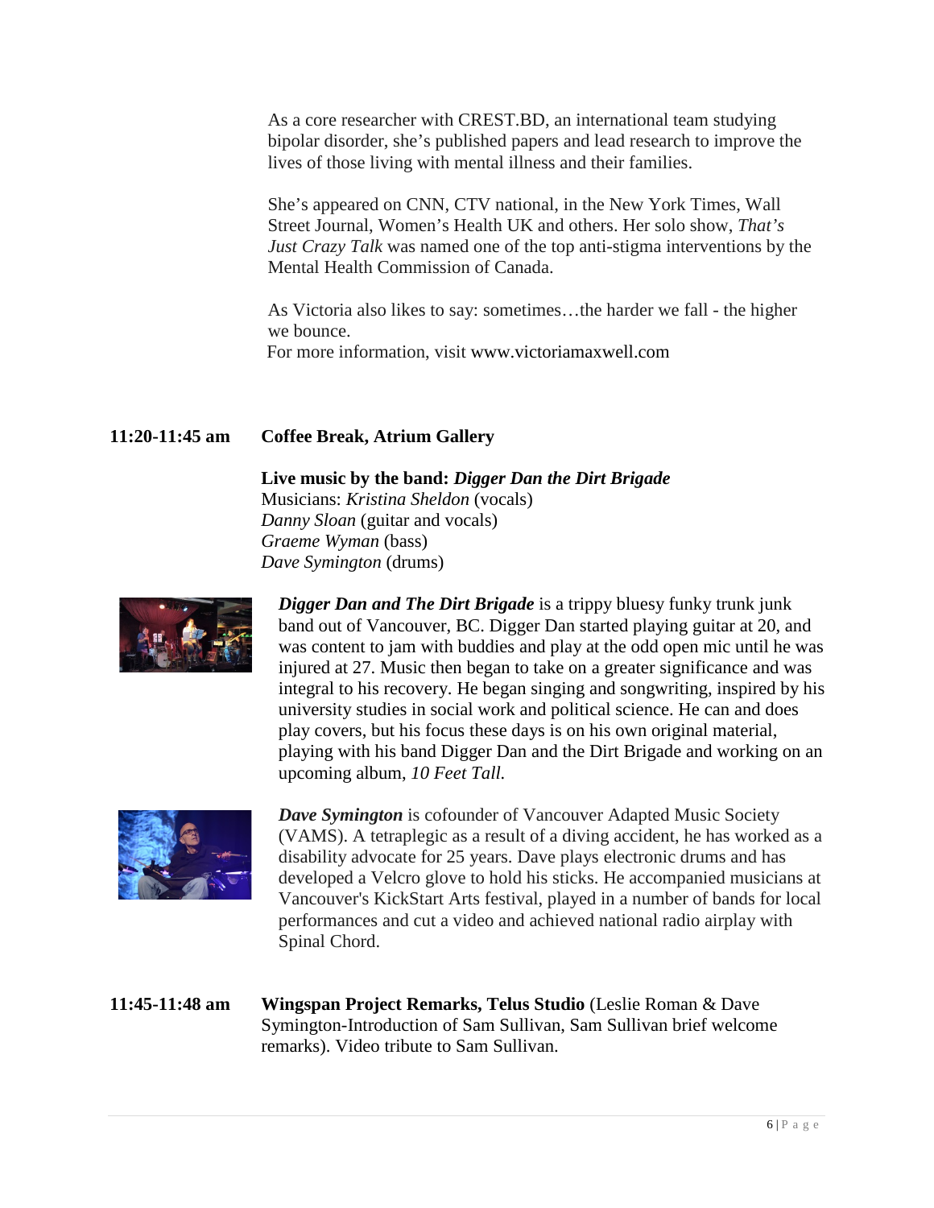As a core researcher with CREST.BD, an international team studying bipolar disorder, she's published papers and lead research to improve the lives of those living with mental illness and their families.

She's appeared on CNN, CTV national, in the New York Times, Wall Street Journal, Women's Health UK and others. Her solo show, *That's Just Crazy Talk* was named one of the top anti-stigma interventions by the Mental Health Commission of Canada.

As Victoria also likes to say: sometimes…the harder we fall - the higher we bounce.
For more information, visit www.victoriamaxwell.com

**11:20-11:45 am** **Coffee Break, Atrium Gallery**

**Live music by the band: *Digger Dan the Dirt Brigade***
Musicians: *Kristina Sheldon* (vocals)
*Danny Sloan* (guitar and vocals)
*Graeme Wyman* (bass)
*Dave Symington* (drums)

***Digger Dan and The Dirt Brigade*** is a trippy bluesy funky trunk junk band out of Vancouver, BC. Digger Dan started playing guitar at 20, and was content to jam with buddies and play at the odd open mic until he was injured at 27. Music then began to take on a greater significance and was integral to his recovery. He began singing and songwriting, inspired by his university studies in social work and political science. He can and does play covers, but his focus these days is on his own original material, playing with his band Digger Dan and the Dirt Brigade and working on an upcoming album, *10 Feet Tall.*

***Dave Symington*** is cofounder of Vancouver Adapted Music Society (VAMS). A tetraplegic as a result of a diving accident, he has worked as a disability advocate for 25 years. Dave plays electronic drums and has developed a Velcro glove to hold his sticks. He accompanied musicians at Vancouver's KickStart Arts festival, played in a number of bands for local performances and cut a video and achieved national radio airplay with Spinal Chord.

**11:45-11:48 am** **Wingspan Project Remarks, Telus Studio** (Leslie Roman & Dave Symington-Introduction of Sam Sullivan, Sam Sullivan brief welcome remarks). Video tribute to Sam Sullivan.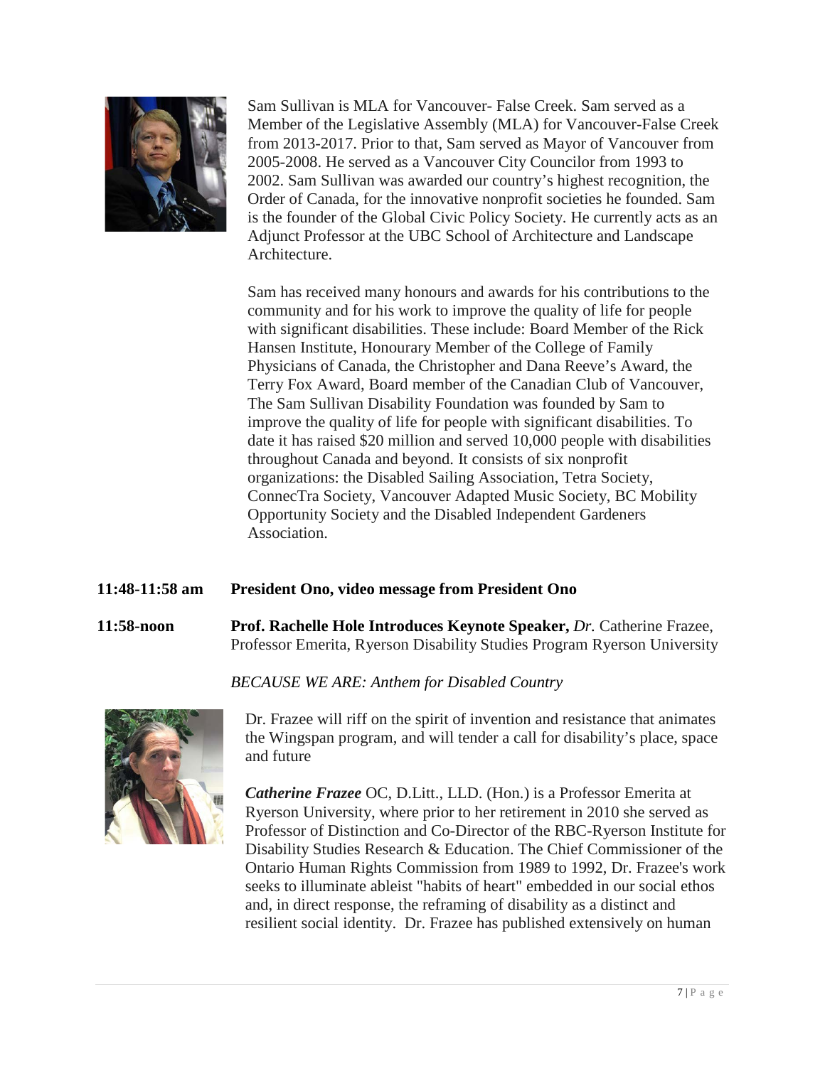Sam Sullivan is MLA for Vancouver- False Creek. Sam served as a Member of the Legislative Assembly (MLA) for Vancouver-False Creek from 2013-2017. Prior to that, Sam served as Mayor of Vancouver from 2005-2008. He served as a Vancouver City Councilor from 1993 to 2002. Sam Sullivan was awarded our country's highest recognition, the Order of Canada, for the innovative nonprofit societies he founded. Sam is the founder of the Global Civic Policy Society. He currently acts as an Adjunct Professor at the UBC School of Architecture and Landscape Architecture.

Sam has received many honours and awards for his contributions to the community and for his work to improve the quality of life for people with significant disabilities. These include: Board Member of the Rick Hansen Institute, Honourary Member of the College of Family Physicians of Canada, the Christopher and Dana Reeve's Award, the Terry Fox Award, Board member of the Canadian Club of Vancouver, The Sam Sullivan Disability Foundation was founded by Sam to improve the quality of life for people with significant disabilities. To date it has raised $20 million and served 10,000 people with disabilities throughout Canada and beyond. It consists of six nonprofit organizations: the Disabled Sailing Association, Tetra Society, ConnecTra Society, Vancouver Adapted Music Society, BC Mobility Opportunity Society and the Disabled Independent Gardeners Association.

**11:48-11:58 am** **President Ono, video message from President Ono**

**11:58-noon** **Prof. Rachelle Hole Introduces Keynote Speaker,** *Dr.* Catherine Frazee, Professor Emerita, Ryerson Disability Studies Program Ryerson University

*BECAUSE WE ARE: Anthem for Disabled Country*

Dr. Frazee will riff on the spirit of invention and resistance that animates the Wingspan program, and will tender a call for disability's place, space and future

***Catherine Frazee*** OC, D.Litt., LLD. (Hon.) is a Professor Emerita at Ryerson University, where prior to her retirement in 2010 she served as Professor of Distinction and Co-Director of the RBC-Ryerson Institute for Disability Studies Research & Education. The Chief Commissioner of the Ontario Human Rights Commission from 1989 to 1992, Dr. Frazee's work seeks to illuminate ableist "habits of heart" embedded in our social ethos and, in direct response, the reframing of disability as a distinct and resilient social identity. Dr. Frazee has published extensively on human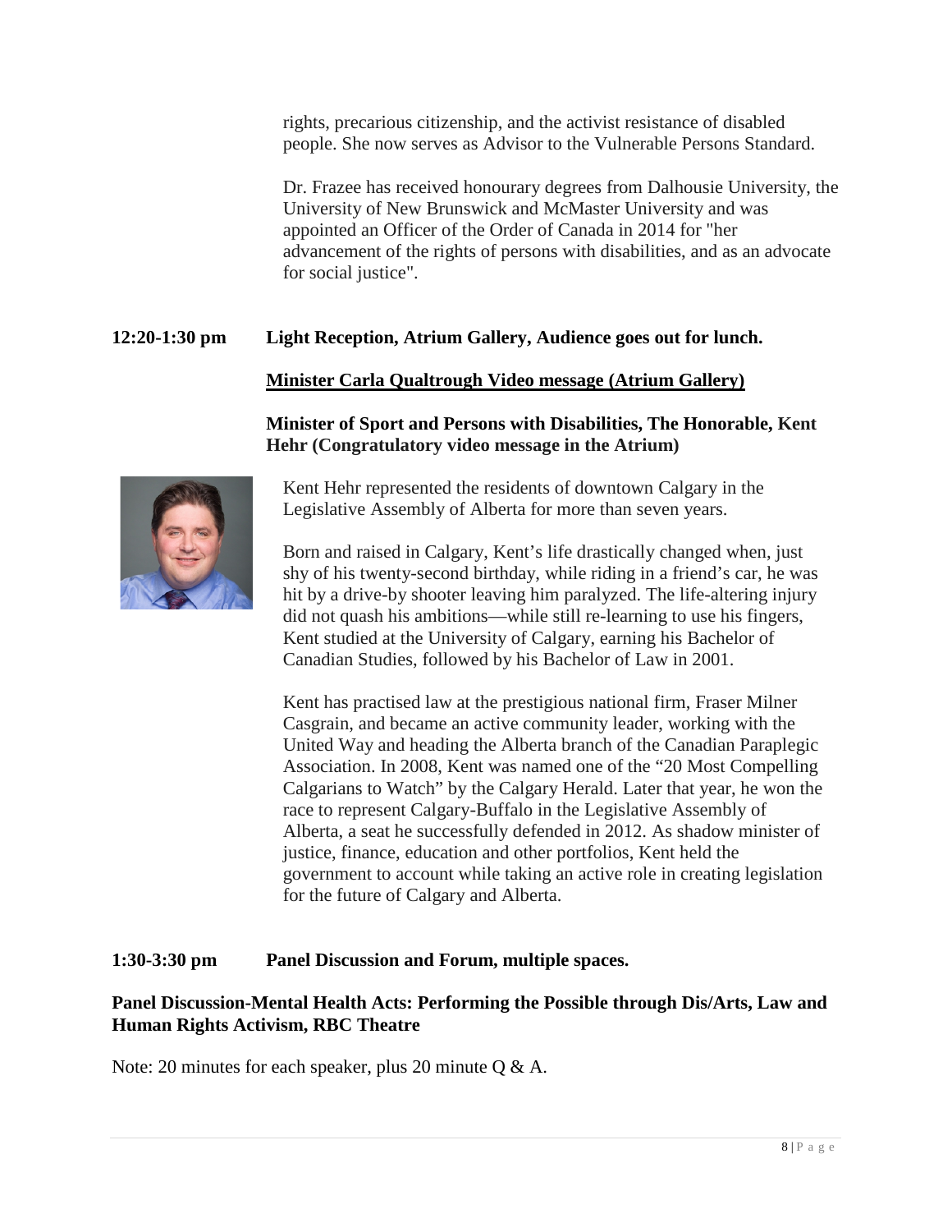rights, precarious citizenship, and the activist resistance of disabled people. She now serves as Advisor to the Vulnerable Persons Standard.

Dr. Frazee has received honourary degrees from Dalhousie University, the University of New Brunswick and McMaster University and was appointed an Officer of the Order of Canada in 2014 for "her advancement of the rights of persons with disabilities, and as an advocate for social justice".

**12:20-1:30 pm Light Reception, Atrium Gallery, Audience goes out for lunch.**

**Minister Carla Qualtrough Video message (Atrium Gallery)**

**Minister of Sport and Persons with Disabilities, The Honorable, Kent Hehr (Congratulatory video message in the Atrium)**

Kent Hehr represented the residents of downtown Calgary in the Legislative Assembly of Alberta for more than seven years.

Born and raised in Calgary, Kent's life drastically changed when, just shy of his twenty-second birthday, while riding in a friend's car, he was hit by a drive-by shooter leaving him paralyzed. The life-altering injury did not quash his ambitions—while still re-learning to use his fingers, Kent studied at the University of Calgary, earning his Bachelor of Canadian Studies, followed by his Bachelor of Law in 2001.

Kent has practised law at the prestigious national firm, Fraser Milner Casgrain, and became an active community leader, working with the United Way and heading the Alberta branch of the Canadian Paraplegic Association. In 2008, Kent was named one of the "20 Most Compelling Calgarians to Watch" by the Calgary Herald. Later that year, he won the race to represent Calgary-Buffalo in the Legislative Assembly of Alberta, a seat he successfully defended in 2012. As shadow minister of justice, finance, education and other portfolios, Kent held the government to account while taking an active role in creating legislation for the future of Calgary and Alberta.

**1:30-3:30 pm Panel Discussion and Forum, multiple spaces.**

**Panel Discussion-Mental Health Acts: Performing the Possible through Dis/Arts, Law and Human Rights Activism, RBC Theatre**

Note: 20 minutes for each speaker, plus 20 minute Q & A.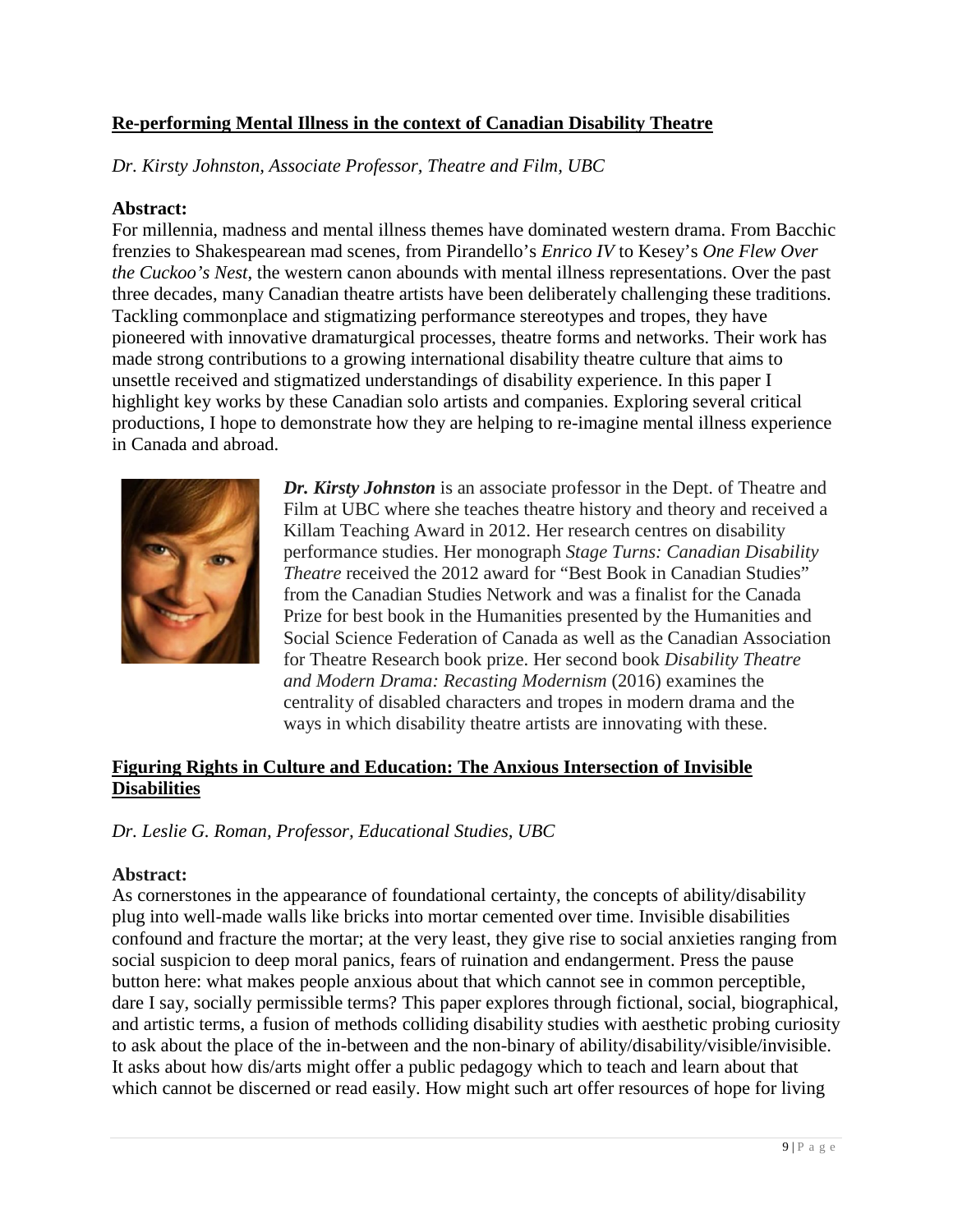**Re-performing Mental Illness in the context of Canadian Disability Theatre**

*Dr. Kirsty Johnston, Associate Professor, Theatre and Film, UBC*

**Abstract:**

For millennia, madness and mental illness themes have dominated western drama. From Bacchic frenzies to Shakespearean mad scenes, from Pirandello's *Enrico IV* to Kesey's *One Flew Over the Cuckoo's Nest*, the western canon abounds with mental illness representations. Over the past three decades, many Canadian theatre artists have been deliberately challenging these traditions. Tackling commonplace and stigmatizing performance stereotypes and tropes, they have pioneered with innovative dramaturgical processes, theatre forms and networks. Their work has made strong contributions to a growing international disability theatre culture that aims to unsettle received and stigmatized understandings of disability experience. In this paper I highlight key works by these Canadian solo artists and companies. Exploring several critical productions, I hope to demonstrate how they are helping to re-imagine mental illness experience in Canada and abroad.

***Dr. Kirsty Johnston*** is an associate professor in the Dept. of Theatre and Film at UBC where she teaches theatre history and theory and received a Killam Teaching Award in 2012. Her research centres on disability performance studies. Her monograph *Stage Turns: Canadian Disability Theatre* received the 2012 award for "Best Book in Canadian Studies" from the Canadian Studies Network and was a finalist for the Canada Prize for best book in the Humanities presented by the Humanities and Social Science Federation of Canada as well as the Canadian Association for Theatre Research book prize. Her second book *Disability Theatre and Modern Drama: Recasting Modernism* (2016) examines the centrality of disabled characters and tropes in modern drama and the ways in which disability theatre artists are innovating with these.

**Figuring Rights in Culture and Education: The Anxious Intersection of Invisible Disabilities**

*Dr. Leslie G. Roman, Professor, Educational Studies, UBC*

**Abstract:**

As cornerstones in the appearance of foundational certainty, the concepts of ability/disability plug into well-made walls like bricks into mortar cemented over time. Invisible disabilities confound and fracture the mortar; at the very least, they give rise to social anxieties ranging from social suspicion to deep moral panics, fears of ruination and endangerment. Press the pause button here: what makes people anxious about that which cannot see in common perceptible, dare I say, socially permissible terms? This paper explores through fictional, social, biographical, and artistic terms, a fusion of methods colliding disability studies with aesthetic probing curiosity to ask about the place of the in-between and the non-binary of ability/disability/visible/invisible. It asks about how dis/arts might offer a public pedagogy which to teach and learn about that which cannot be discerned or read easily. How might such art offer resources of hope for living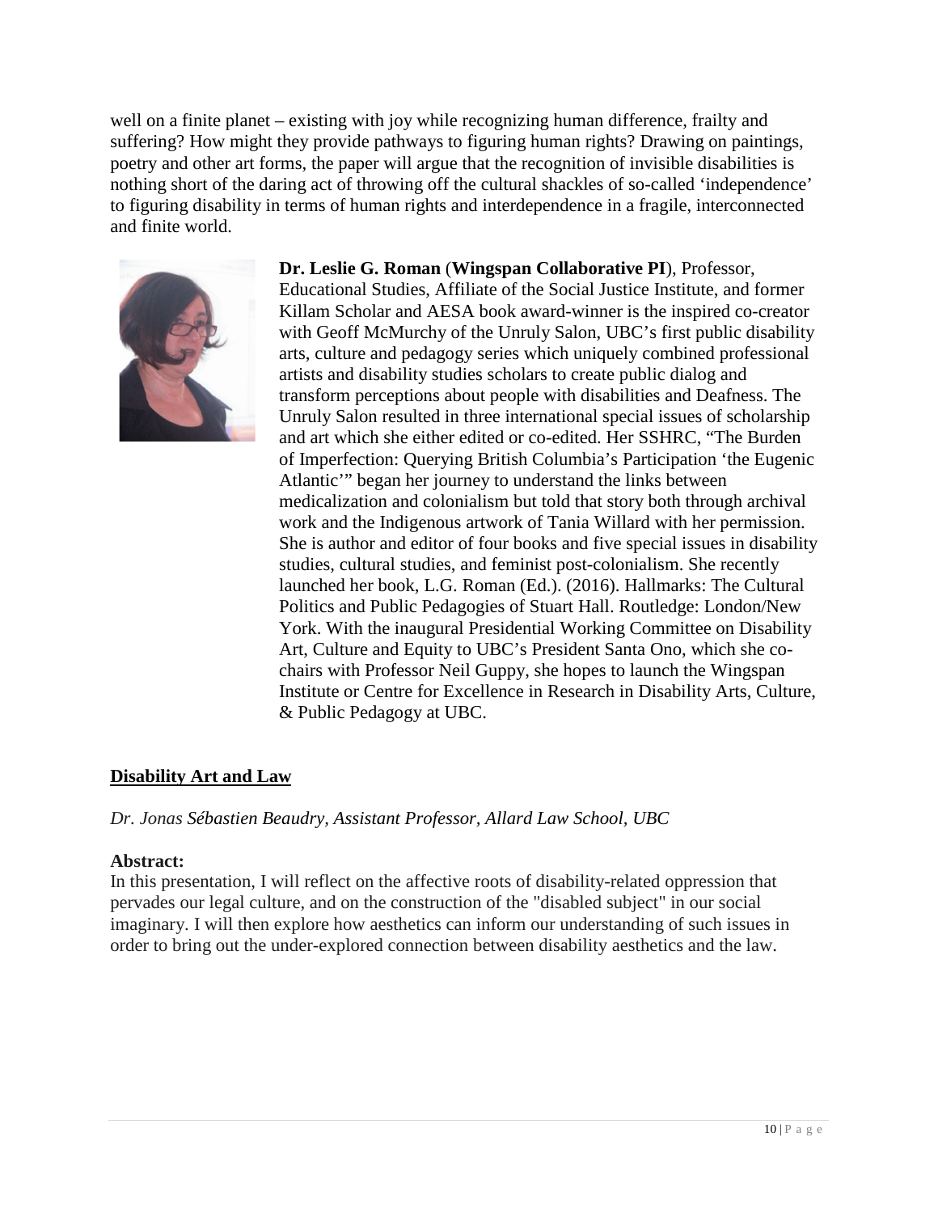well on a finite planet – existing with joy while recognizing human difference, frailty and suffering? How might they provide pathways to figuring human rights? Drawing on paintings, poetry and other art forms, the paper will argue that the recognition of invisible disabilities is nothing short of the daring act of throwing off the cultural shackles of so-called 'independence' to figuring disability in terms of human rights and interdependence in a fragile, interconnected and finite world.

**Dr. Leslie G. Roman** (**Wingspan Collaborative PI**), Professor, Educational Studies, Affiliate of the Social Justice Institute, and former Killam Scholar and AESA book award-winner is the inspired co-creator with Geoff McMurchy of the Unruly Salon, UBC's first public disability arts, culture and pedagogy series which uniquely combined professional artists and disability studies scholars to create public dialog and transform perceptions about people with disabilities and Deafness. The Unruly Salon resulted in three international special issues of scholarship and art which she either edited or co-edited. Her SSHRC, "The Burden of Imperfection: Querying British Columbia's Participation 'the Eugenic Atlantic'" began her journey to understand the links between medicalization and colonialism but told that story both through archival work and the Indigenous artwork of Tania Willard with her permission. She is author and editor of four books and five special issues in disability studies, cultural studies, and feminist post-colonialism. She recently launched her book, L.G. Roman (Ed.). (2016). Hallmarks: The Cultural Politics and Public Pedagogies of Stuart Hall. Routledge: London/New York. With the inaugural Presidential Working Committee on Disability Art, Culture and Equity to UBC's President Santa Ono, which she co-chairs with Professor Neil Guppy, she hopes to launch the Wingspan Institute or Centre for Excellence in Research in Disability Arts, Culture, & Public Pedagogy at UBC.

## Disability Art and Law

*Dr. Jonas Sébastien Beaudry, Assistant Professor, Allard Law School, UBC*

**Abstract:**

In this presentation, I will reflect on the affective roots of disability-related oppression that pervades our legal culture, and on the construction of the "disabled subject" in our social imaginary. I will then explore how aesthetics can inform our understanding of such issues in order to bring out the under-explored connection between disability aesthetics and the law.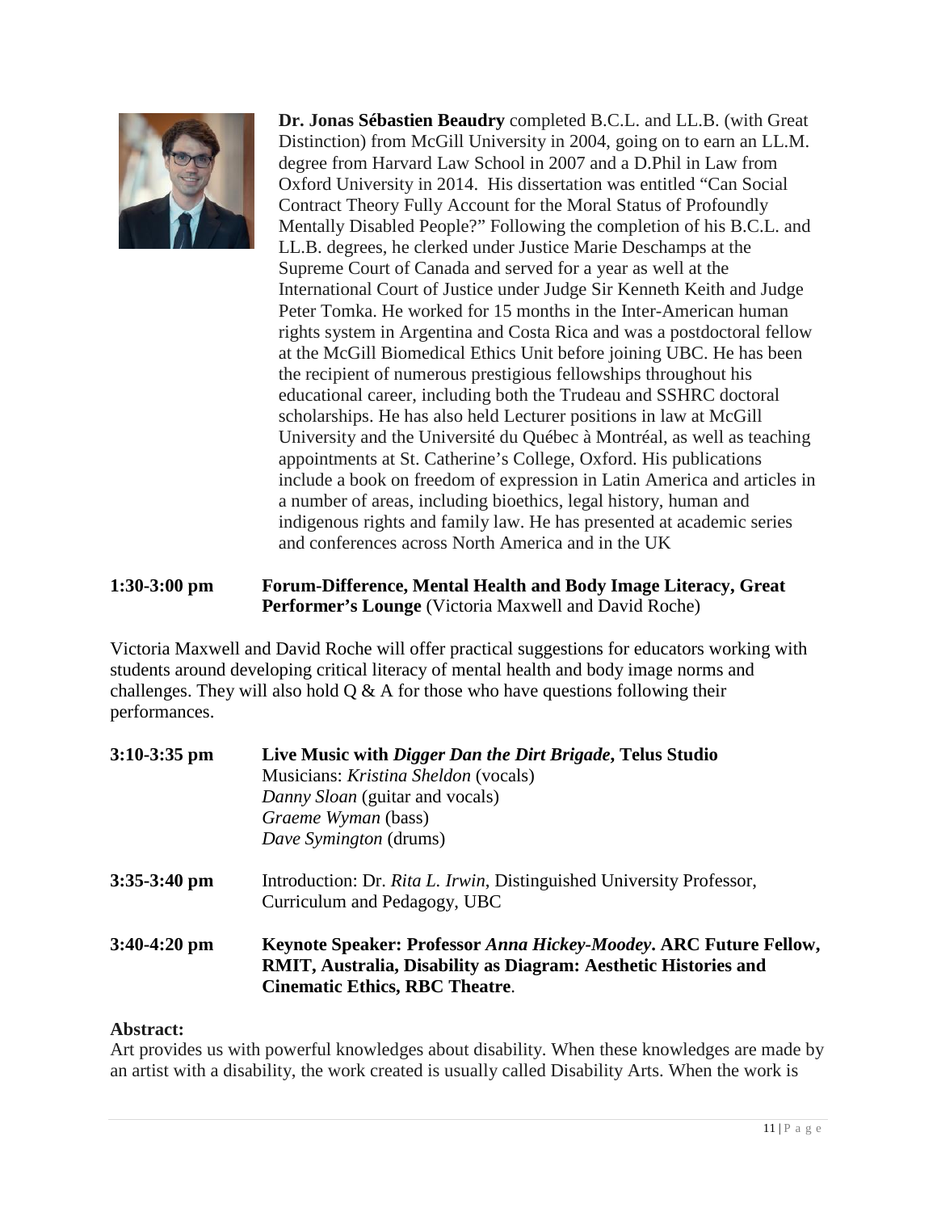**Dr. Jonas Sébastien Beaudry** completed B.C.L. and LL.B. (with Great Distinction) from McGill University in 2004, going on to earn an LL.M. degree from Harvard Law School in 2007 and a D.Phil in Law from Oxford University in 2014. His dissertation was entitled "Can Social Contract Theory Fully Account for the Moral Status of Profoundly Mentally Disabled People?" Following the completion of his B.C.L. and LL.B. degrees, he clerked under Justice Marie Deschamps at the Supreme Court of Canada and served for a year as well at the International Court of Justice under Judge Sir Kenneth Keith and Judge Peter Tomka. He worked for 15 months in the Inter-American human rights system in Argentina and Costa Rica and was a postdoctoral fellow at the McGill Biomedical Ethics Unit before joining UBC. He has been the recipient of numerous prestigious fellowships throughout his educational career, including both the Trudeau and SSHRC doctoral scholarships. He has also held Lecturer positions in law at McGill University and the Université du Québec à Montréal, as well as teaching appointments at St. Catherine's College, Oxford. His publications include a book on freedom of expression in Latin America and articles in a number of areas, including bioethics, legal history, human and indigenous rights and family law. He has presented at academic series and conferences across North America and in the UK

**1:30-3:00 pm** **Forum-Difference, Mental Health and Body Image Literacy, Great Performer's Lounge** (Victoria Maxwell and David Roche)

Victoria Maxwell and David Roche will offer practical suggestions for educators working with students around developing critical literacy of mental health and body image norms and challenges. They will also hold Q & A for those who have questions following their performances.

**3:10-3:35 pm** **Live Music with *Digger Dan the Dirt Brigade*, Telus Studio**
Musicians: *Kristina Sheldon* (vocals)
*Danny Sloan* (guitar and vocals)
*Graeme Wyman* (bass)
*Dave Symington* (drums)

**3:35-3:40 pm** Introduction: Dr. *Rita L. Irwin*, Distinguished University Professor, Curriculum and Pedagogy, UBC

**3:40-4:20 pm** **Keynote Speaker: Professor *Anna Hickey-Moodey*. ARC Future Fellow, RMIT, Australia, Disability as Diagram: Aesthetic Histories and Cinematic Ethics, RBC Theatre**.

**Abstract:**
Art provides us with powerful knowledges about disability. When these knowledges are made by an artist with a disability, the work created is usually called Disability Arts. When the work is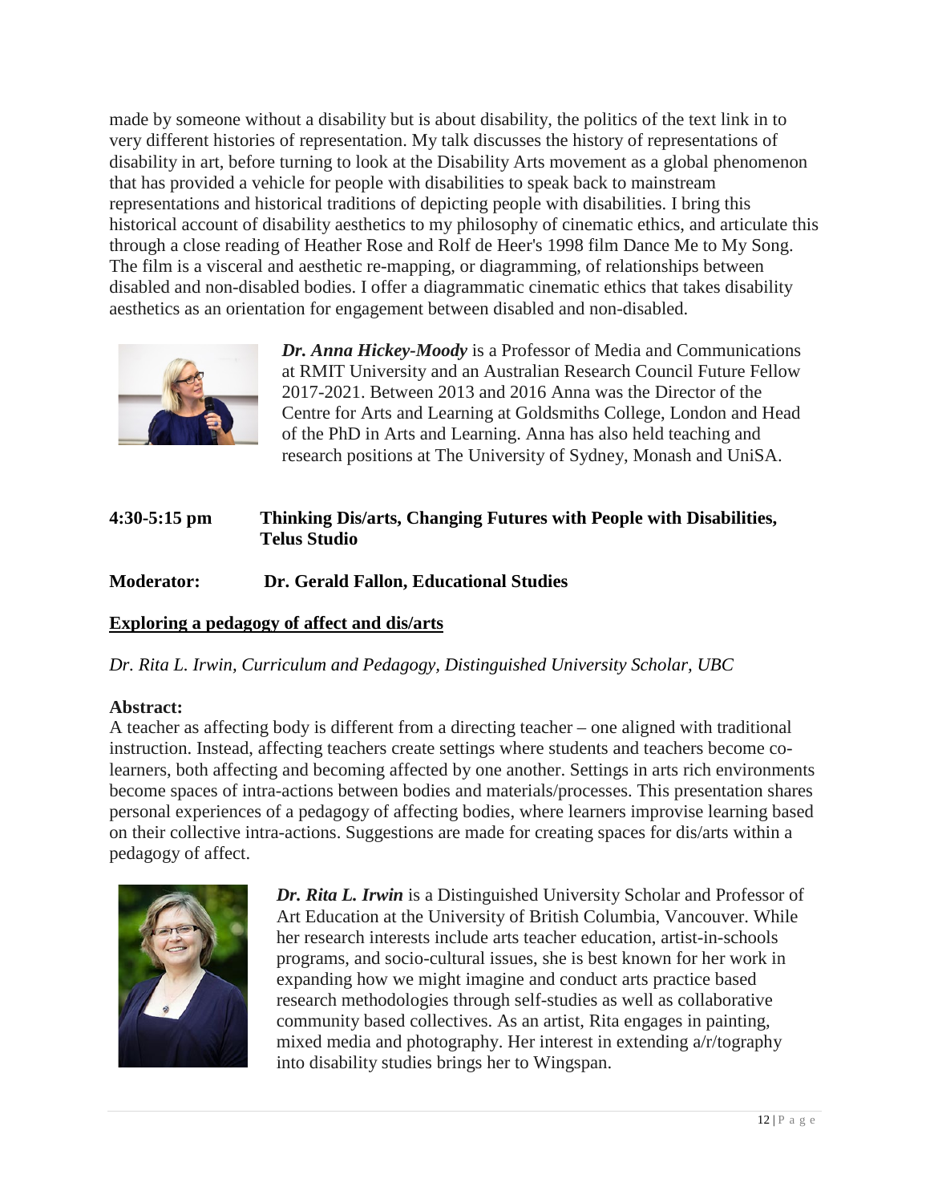made by someone without a disability but is about disability, the politics of the text link in to very different histories of representation. My talk discusses the history of representations of disability in art, before turning to look at the Disability Arts movement as a global phenomenon that has provided a vehicle for people with disabilities to speak back to mainstream representations and historical traditions of depicting people with disabilities. I bring this historical account of disability aesthetics to my philosophy of cinematic ethics, and articulate this through a close reading of Heather Rose and Rolf de Heer's 1998 film Dance Me to My Song. The film is a visceral and aesthetic re-mapping, or diagramming, of relationships between disabled and non-disabled bodies. I offer a diagrammatic cinematic ethics that takes disability aesthetics as an orientation for engagement between disabled and non-disabled.

***Dr. Anna Hickey-Moody*** is a Professor of Media and Communications at RMIT University and an Australian Research Council Future Fellow 2017-2021. Between 2013 and 2016 Anna was the Director of the Centre for Arts and Learning at Goldsmiths College, London and Head of the PhD in Arts and Learning. Anna has also held teaching and research positions at The University of Sydney, Monash and UniSA.

**4:30-5:15 pm Thinking Dis/arts, Changing Futures with People with Disabilities, Telus Studio**

**Moderator: Dr. Gerald Fallon, Educational Studies**

**<u>Exploring a pedagogy of affect and dis/arts</u>**

*Dr. Rita L. Irwin, Curriculum and Pedagogy, Distinguished University Scholar, UBC*

**Abstract:**

A teacher as affecting body is different from a directing teacher – one aligned with traditional instruction. Instead, affecting teachers create settings where students and teachers become co-learners, both affecting and becoming affected by one another. Settings in arts rich environments become spaces of intra-actions between bodies and materials/processes. This presentation shares personal experiences of a pedagogy of affecting bodies, where learners improvise learning based on their collective intra-actions. Suggestions are made for creating spaces for dis/arts within a pedagogy of affect.

***Dr. Rita L. Irwin*** is a Distinguished University Scholar and Professor of Art Education at the University of British Columbia, Vancouver. While her research interests include arts teacher education, artist-in-schools programs, and socio-cultural issues, she is best known for her work in expanding how we might imagine and conduct arts practice based research methodologies through self-studies as well as collaborative community based collectives. As an artist, Rita engages in painting, mixed media and photography. Her interest in extending a/r/tography into disability studies brings her to Wingspan.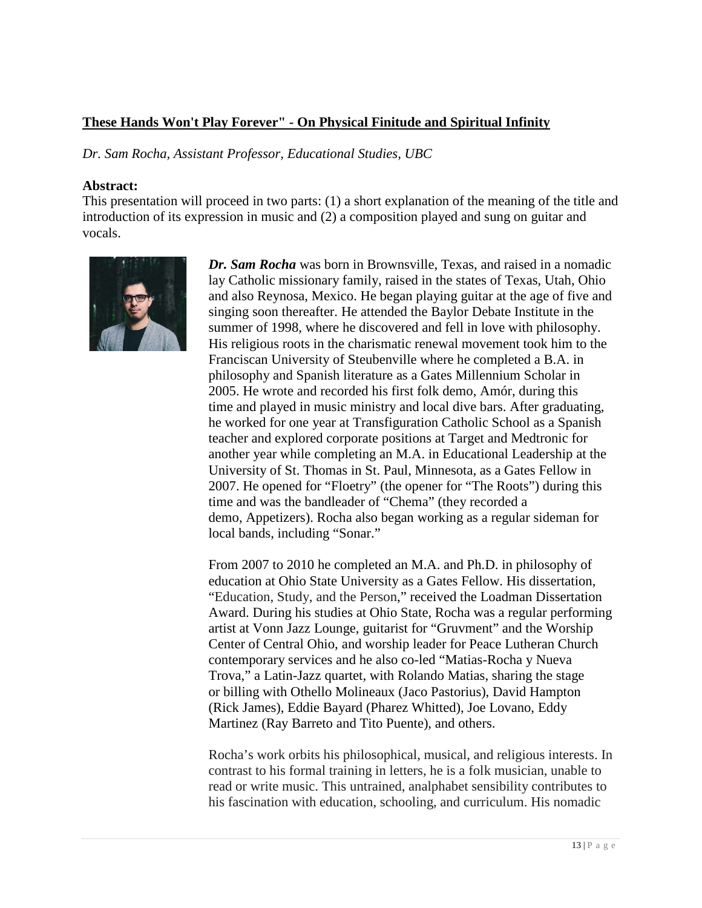**These Hands Won't Play Forever" - On Physical Finitude and Spiritual Infinity**

*Dr. Sam Rocha, Assistant Professor, Educational Studies, UBC*

**Abstract:**
This presentation will proceed in two parts: (1) a short explanation of the meaning of the title and introduction of its expression in music and (2) a composition played and sung on guitar and vocals.

***Dr. Sam Rocha*** was born in Brownsville, Texas, and raised in a nomadic lay Catholic missionary family, raised in the states of Texas, Utah, Ohio and also Reynosa, Mexico. He began playing guitar at the age of five and singing soon thereafter. He attended the Baylor Debate Institute in the summer of 1998, where he discovered and fell in love with philosophy. His religious roots in the charismatic renewal movement took him to the Franciscan University of Steubenville where he completed a B.A. in philosophy and Spanish literature as a Gates Millennium Scholar in 2005. He wrote and recorded his first folk demo, Amór, during this time and played in music ministry and local dive bars. After graduating, he worked for one year at Transfiguration Catholic School as a Spanish teacher and explored corporate positions at Target and Medtronic for another year while completing an M.A. in Educational Leadership at the University of St. Thomas in St. Paul, Minnesota, as a Gates Fellow in 2007. He opened for "Floetry" (the opener for "The Roots") during this time and was the bandleader of "Chema" (they recorded a demo, Appetizers). Rocha also began working as a regular sideman for local bands, including "Sonar."

From 2007 to 2010 he completed an M.A. and Ph.D. in philosophy of education at Ohio State University as a Gates Fellow. His dissertation, "Education, Study, and the Person," received the Loadman Dissertation Award. During his studies at Ohio State, Rocha was a regular performing artist at Vonn Jazz Lounge, guitarist for "Gruvment" and the Worship Center of Central Ohio, and worship leader for Peace Lutheran Church contemporary services and he also co-led "Matias-Rocha y Nueva Trova," a Latin-Jazz quartet, with Rolando Matias, sharing the stage or billing with Othello Molineaux (Jaco Pastorius), David Hampton (Rick James), Eddie Bayard (Pharez Whitted), Joe Lovano, Eddy Martinez (Ray Barreto and Tito Puente), and others.

Rocha's work orbits his philosophical, musical, and religious interests. In contrast to his formal training in letters, he is a folk musician, unable to read or write music. This untrained, analphabet sensibility contributes to his fascination with education, schooling, and curriculum. His nomadic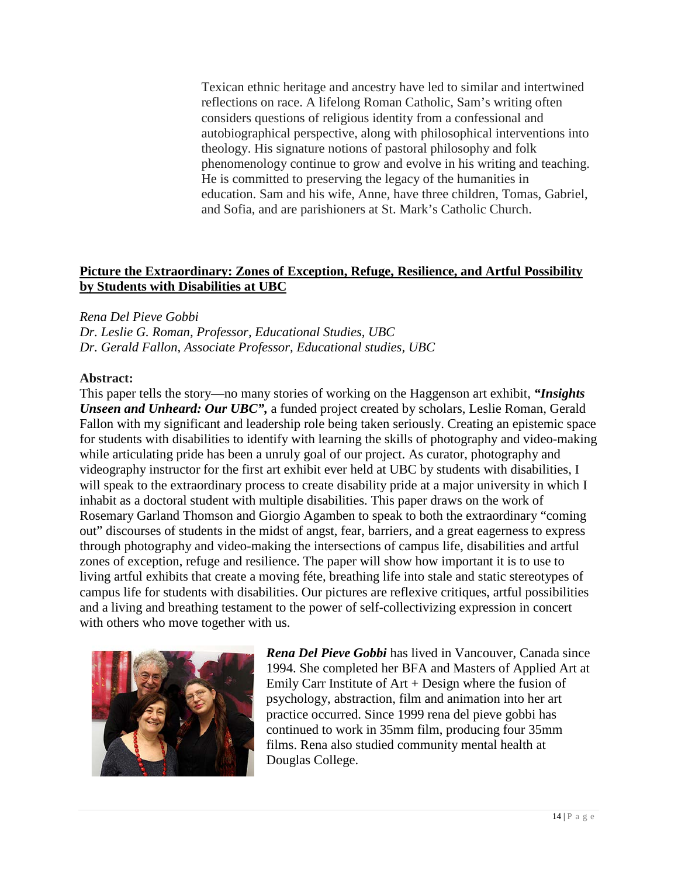Texican ethnic heritage and ancestry have led to similar and intertwined reflections on race. A lifelong Roman Catholic, Sam's writing often considers questions of religious identity from a confessional and autobiographical perspective, along with philosophical interventions into theology. His signature notions of pastoral philosophy and folk phenomenology continue to grow and evolve in his writing and teaching. He is committed to preserving the legacy of the humanities in education. Sam and his wife, Anne, have three children, Tomas, Gabriel, and Sofia, and are parishioners at St. Mark's Catholic Church.

## Picture the Extraordinary: Zones of Exception, Refuge, Resilience, and Artful Possibility by Students with Disabilities at UBC

*Rena Del Pieve Gobbi*
*Dr. Leslie G. Roman, Professor, Educational Studies, UBC*
*Dr. Gerald Fallon, Associate Professor, Educational studies, UBC*

**Abstract:**

This paper tells the story—no many stories of working on the Haggenson art exhibit, ***"Insights Unseen and Unheard: Our UBC",*** a funded project created by scholars, Leslie Roman, Gerald Fallon with my significant and leadership role being taken seriously. Creating an epistemic space for students with disabilities to identify with learning the skills of photography and video-making while articulating pride has been a unruly goal of our project. As curator, photography and videography instructor for the first art exhibit ever held at UBC by students with disabilities, I will speak to the extraordinary process to create disability pride at a major university in which I inhabit as a doctoral student with multiple disabilities. This paper draws on the work of Rosemary Garland Thomson and Giorgio Agamben to speak to both the extraordinary "coming out" discourses of students in the midst of angst, fear, barriers, and a great eagerness to express through photography and video-making the intersections of campus life, disabilities and artful zones of exception, refuge and resilience. The paper will show how important it is to use to living artful exhibits that create a moving féte, breathing life into stale and static stereotypes of campus life for students with disabilities. Our pictures are reflexive critiques, artful possibilities and a living and breathing testament to the power of self-collectivizing expression in concert with others who move together with us.

***Rena Del Pieve Gobbi*** has lived in Vancouver, Canada since 1994. She completed her BFA and Masters of Applied Art at Emily Carr Institute of Art + Design where the fusion of psychology, abstraction, film and animation into her art practice occurred. Since 1999 rena del pieve gobbi has continued to work in 35mm film, producing four 35mm films. Rena also studied community mental health at Douglas College.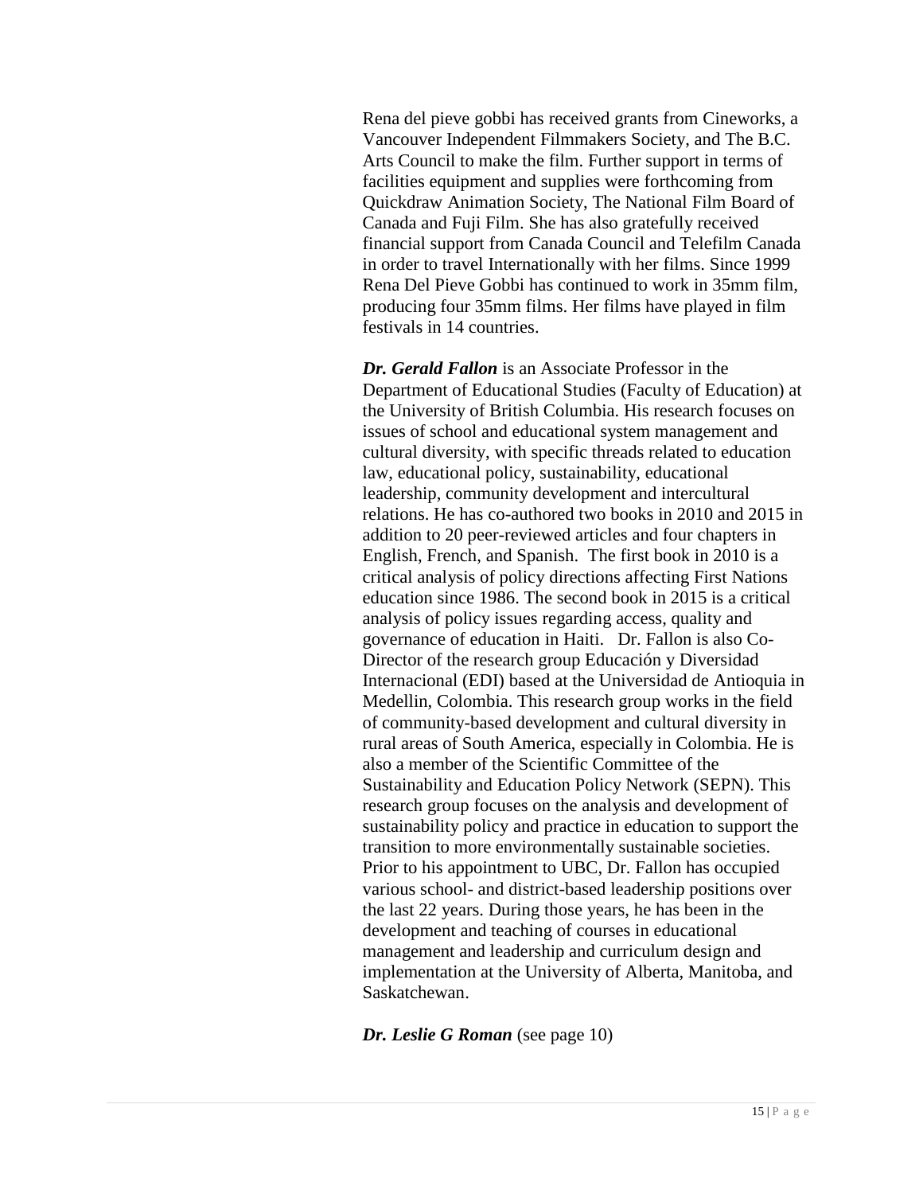Rena del pieve gobbi has received grants from Cineworks, a Vancouver Independent Filmmakers Society, and The B.C. Arts Council to make the film. Further support in terms of facilities equipment and supplies were forthcoming from Quickdraw Animation Society, The National Film Board of Canada and Fuji Film. She has also gratefully received financial support from Canada Council and Telefilm Canada in order to travel Internationally with her films. Since 1999 Rena Del Pieve Gobbi has continued to work in 35mm film, producing four 35mm films. Her films have played in film festivals in 14 countries.

***Dr. Gerald Fallon*** is an Associate Professor in the Department of Educational Studies (Faculty of Education) at the University of British Columbia. His research focuses on issues of school and educational system management and cultural diversity, with specific threads related to education law, educational policy, sustainability, educational leadership, community development and intercultural relations. He has co-authored two books in 2010 and 2015 in addition to 20 peer-reviewed articles and four chapters in English, French, and Spanish. The first book in 2010 is a critical analysis of policy directions affecting First Nations education since 1986. The second book in 2015 is a critical analysis of policy issues regarding access, quality and governance of education in Haiti. Dr. Fallon is also Co-Director of the research group Educación y Diversidad Internacional (EDI) based at the Universidad de Antioquia in Medellin, Colombia. This research group works in the field of community-based development and cultural diversity in rural areas of South America, especially in Colombia. He is also a member of the Scientific Committee of the Sustainability and Education Policy Network (SEPN). This research group focuses on the analysis and development of sustainability policy and practice in education to support the transition to more environmentally sustainable societies. Prior to his appointment to UBC, Dr. Fallon has occupied various school- and district-based leadership positions over the last 22 years. During those years, he has been in the development and teaching of courses in educational management and leadership and curriculum design and implementation at the University of Alberta, Manitoba, and Saskatchewan.

***Dr. Leslie G Roman*** (see page 10)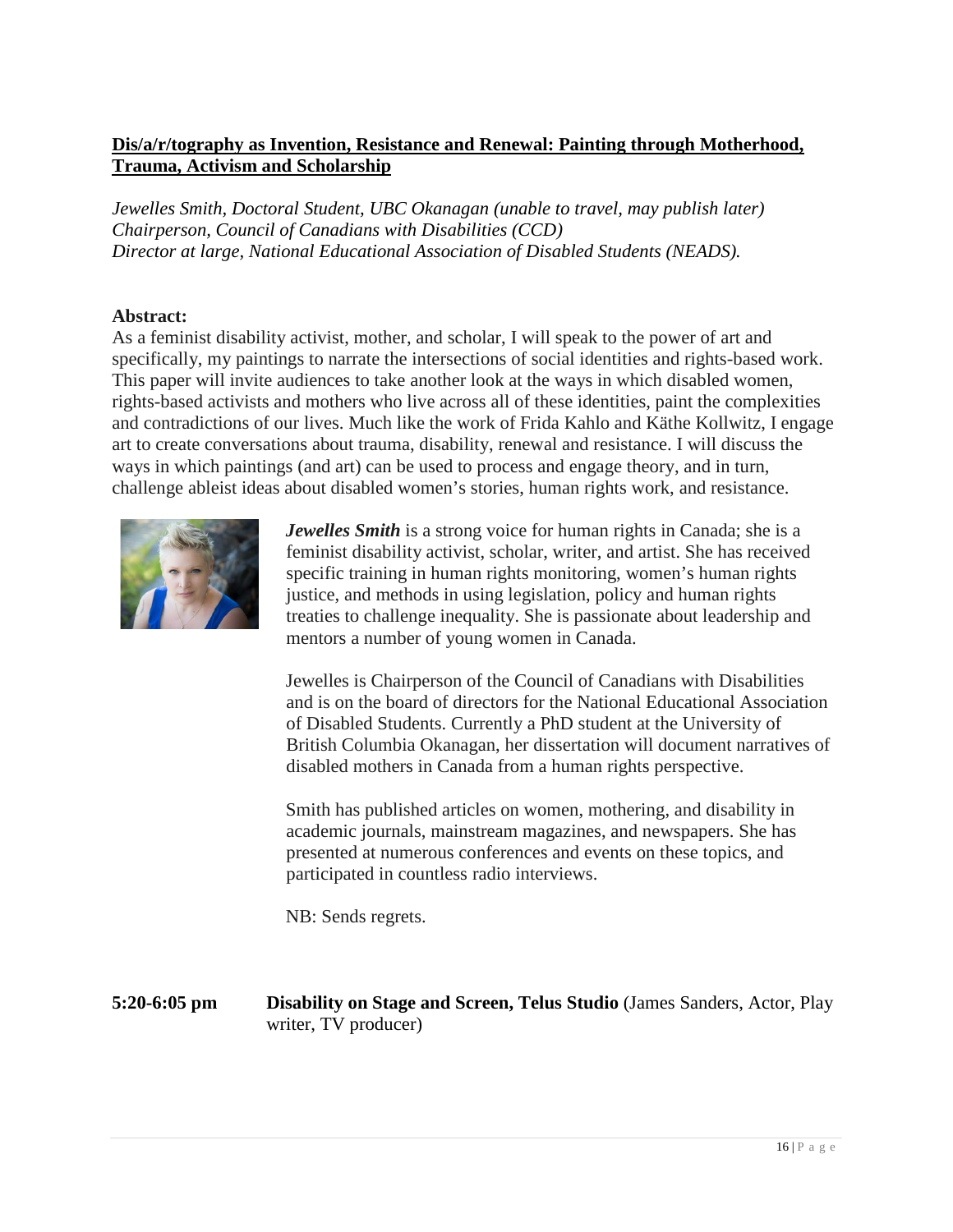**Dis/a/r/tography as Invention, Resistance and Renewal: Painting through Motherhood, Trauma, Activism and Scholarship**

*Jewelles Smith, Doctoral Student, UBC Okanagan (unable to travel, may publish later)*
*Chairperson, Council of Canadians with Disabilities (CCD)*
*Director at large, National Educational Association of Disabled Students (NEADS).*

**Abstract:**
As a feminist disability activist, mother, and scholar, I will speak to the power of art and specifically, my paintings to narrate the intersections of social identities and rights-based work. This paper will invite audiences to take another look at the ways in which disabled women, rights-based activists and mothers who live across all of these identities, paint the complexities and contradictions of our lives. Much like the work of Frida Kahlo and Käthe Kollwitz, I engage art to create conversations about trauma, disability, renewal and resistance. I will discuss the ways in which paintings (and art) can be used to process and engage theory, and in turn, challenge ableist ideas about disabled women's stories, human rights work, and resistance.

***Jewelles Smith*** is a strong voice for human rights in Canada; she is a feminist disability activist, scholar, writer, and artist. She has received specific training in human rights monitoring, women's human rights justice, and methods in using legislation, policy and human rights treaties to challenge inequality. She is passionate about leadership and mentors a number of young women in Canada.

Jewelles is Chairperson of the Council of Canadians with Disabilities and is on the board of directors for the National Educational Association of Disabled Students. Currently a PhD student at the University of British Columbia Okanagan, her dissertation will document narratives of disabled mothers in Canada from a human rights perspective.

Smith has published articles on women, mothering, and disability in academic journals, mainstream magazines, and newspapers. She has presented at numerous conferences and events on these topics, and participated in countless radio interviews.

NB: Sends regrets.

**5:20-6:05 pm** **Disability on Stage and Screen, Telus Studio** (James Sanders, Actor, Play writer, TV producer)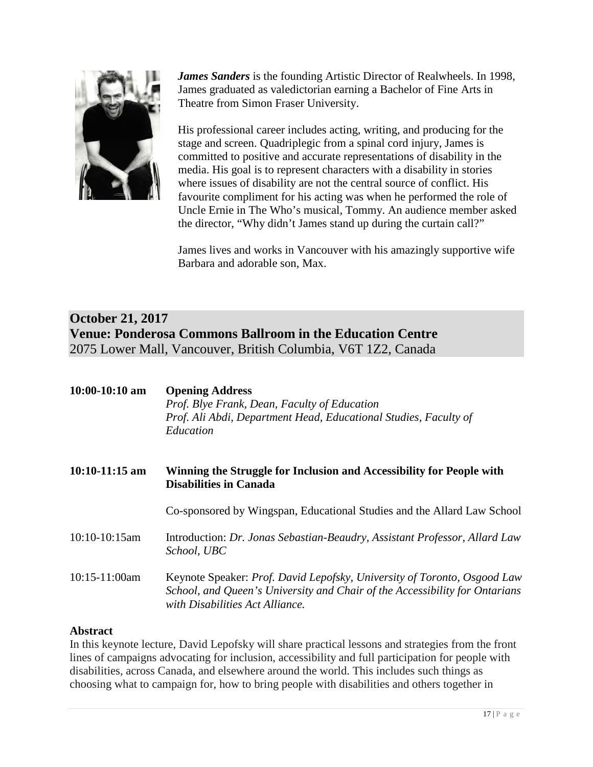***James Sanders*** is the founding Artistic Director of Realwheels. In 1998, James graduated as valedictorian earning a Bachelor of Fine Arts in Theatre from Simon Fraser University.

His professional career includes acting, writing, and producing for the stage and screen. Quadriplegic from a spinal cord injury, James is committed to positive and accurate representations of disability in the media. His goal is to represent characters with a disability in stories where issues of disability are not the central source of conflict. His favourite compliment for his acting was when he performed the role of Uncle Ernie in The Who's musical, Tommy. An audience member asked the director, "Why didn't James stand up during the curtain call?"

James lives and works in Vancouver with his amazingly supportive wife Barbara and adorable son, Max.

## October 21, 2017
## Venue: Ponderosa Commons Ballroom in the Education Centre

2075 Lower Mall, Vancouver, British Columbia, V6T 1Z2, Canada

**10:00-10:10 am** **Opening Address**
*Prof. Blye Frank, Dean, Faculty of Education*
*Prof. Ali Abdi, Department Head, Educational Studies, Faculty of Education*

**10:10-11:15 am** **Winning the Struggle for Inclusion and Accessibility for People with Disabilities in Canada**

Co-sponsored by Wingspan, Educational Studies and the Allard Law School

10:10-10:15am Introduction: *Dr. Jonas Sebastian-Beaudry, Assistant Professor, Allard Law School, UBC*

10:15-11:00am Keynote Speaker: *Prof. David Lepofsky, University of Toronto, Osgood Law School, and Queen's University and Chair of the Accessibility for Ontarians with Disabilities Act Alliance.*

**Abstract**

In this keynote lecture, David Lepofsky will share practical lessons and strategies from the front lines of campaigns advocating for inclusion, accessibility and full participation for people with disabilities, across Canada, and elsewhere around the world. This includes such things as choosing what to campaign for, how to bring people with disabilities and others together in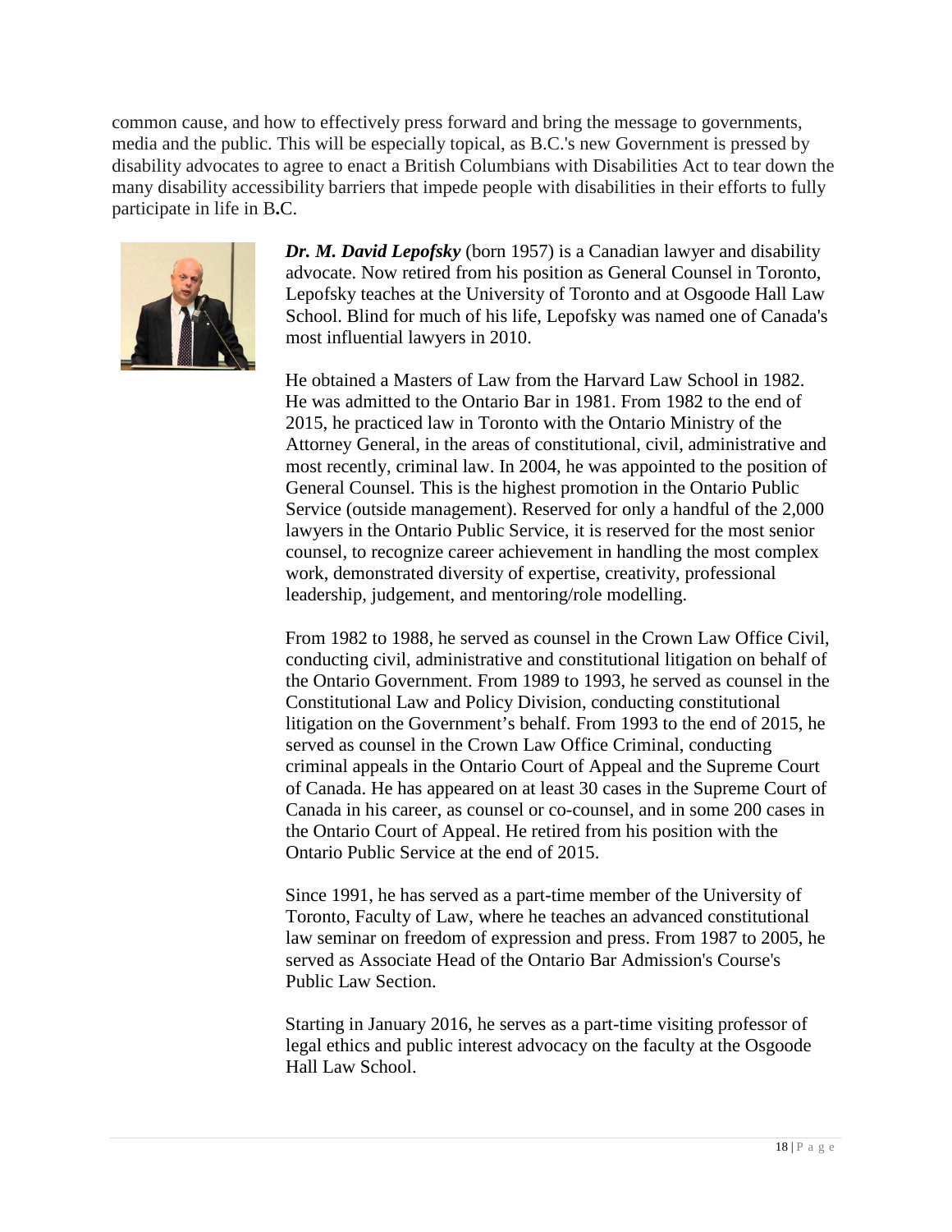common cause, and how to effectively press forward and bring the message to governments, media and the public. This will be especially topical, as B.C.'s new Government is pressed by disability advocates to agree to enact a British Columbians with Disabilities Act to tear down the many disability accessibility barriers that impede people with disabilities in their efforts to fully participate in life in B**.**C.

***Dr. M. David Lepofsky*** (born 1957) is a Canadian lawyer and disability advocate. Now retired from his position as General Counsel in Toronto, Lepofsky teaches at the University of Toronto and at Osgoode Hall Law School. Blind for much of his life, Lepofsky was named one of Canada's most influential lawyers in 2010.

He obtained a Masters of Law from the Harvard Law School in 1982. He was admitted to the Ontario Bar in 1981. From 1982 to the end of 2015, he practiced law in Toronto with the Ontario Ministry of the Attorney General, in the areas of constitutional, civil, administrative and most recently, criminal law. In 2004, he was appointed to the position of General Counsel. This is the highest promotion in the Ontario Public Service (outside management). Reserved for only a handful of the 2,000 lawyers in the Ontario Public Service, it is reserved for the most senior counsel, to recognize career achievement in handling the most complex work, demonstrated diversity of expertise, creativity, professional leadership, judgement, and mentoring/role modelling.

From 1982 to 1988, he served as counsel in the Crown Law Office Civil, conducting civil, administrative and constitutional litigation on behalf of the Ontario Government. From 1989 to 1993, he served as counsel in the Constitutional Law and Policy Division, conducting constitutional litigation on the Government's behalf. From 1993 to the end of 2015, he served as counsel in the Crown Law Office Criminal, conducting criminal appeals in the Ontario Court of Appeal and the Supreme Court of Canada. He has appeared on at least 30 cases in the Supreme Court of Canada in his career, as counsel or co-counsel, and in some 200 cases in the Ontario Court of Appeal. He retired from his position with the Ontario Public Service at the end of 2015.

Since 1991, he has served as a part-time member of the University of Toronto, Faculty of Law, where he teaches an advanced constitutional law seminar on freedom of expression and press. From 1987 to 2005, he served as Associate Head of the Ontario Bar Admission's Course's Public Law Section.

Starting in January 2016, he serves as a part-time visiting professor of legal ethics and public interest advocacy on the faculty at the Osgoode Hall Law School.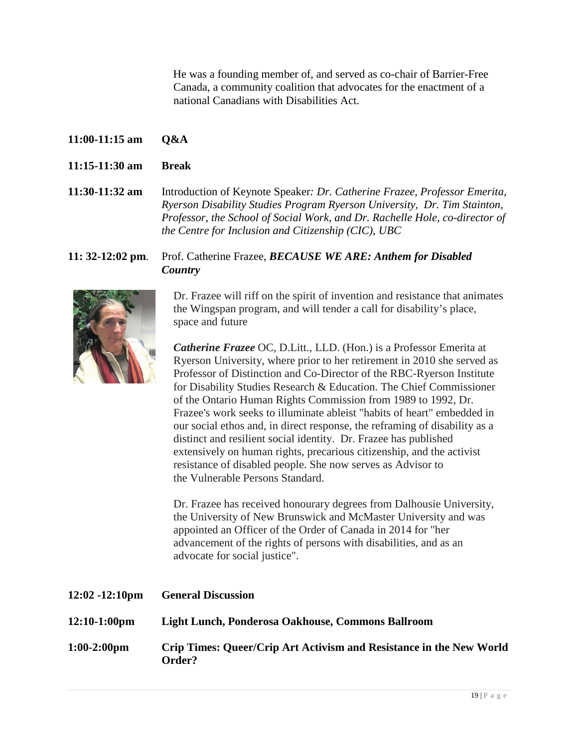He was a founding member of, and served as co-chair of Barrier-Free Canada, a community coalition that advocates for the enactment of a national Canadians with Disabilities Act.

**11:00-11:15 am** **Q&A**

**11:15-11:30 am** **Break**

**11:30-11:32 am** Introduction of Keynote Speaker*: Dr. Catherine Frazee, Professor Emerita, Ryerson Disability Studies Program Ryerson University, Dr. Tim Stainton, Professor, the School of Social Work, and Dr. Rachelle Hole, co-director of the Centre for Inclusion and Citizenship (CIC), UBC*

**11: 32-12:02 pm**. Prof. Catherine Frazee, ***BECAUSE WE ARE: Anthem for Disabled Country***

Dr. Frazee will riff on the spirit of invention and resistance that animates the Wingspan program, and will tender a call for disability's place, space and future

***Catherine Frazee*** OC, D.Litt., LLD. (Hon.) is a Professor Emerita at Ryerson University, where prior to her retirement in 2010 she served as Professor of Distinction and Co-Director of the RBC-Ryerson Institute for Disability Studies Research & Education. The Chief Commissioner of the Ontario Human Rights Commission from 1989 to 1992, Dr. Frazee's work seeks to illuminate ableist "habits of heart" embedded in our social ethos and, in direct response, the reframing of disability as a distinct and resilient social identity. Dr. Frazee has published extensively on human rights, precarious citizenship, and the activist resistance of disabled people. She now serves as Advisor to the Vulnerable Persons Standard.

Dr. Frazee has received honourary degrees from Dalhousie University, the University of New Brunswick and McMaster University and was appointed an Officer of the Order of Canada in 2014 for "her advancement of the rights of persons with disabilities, and as an advocate for social justice".

**12:02 -12:10pm** **General Discussion**

**12:10-1:00pm** **Light Lunch, Ponderosa Oakhouse, Commons Ballroom**

**1:00-2:00pm** **Crip Times: Queer/Crip Art Activism and Resistance in the New World Order?**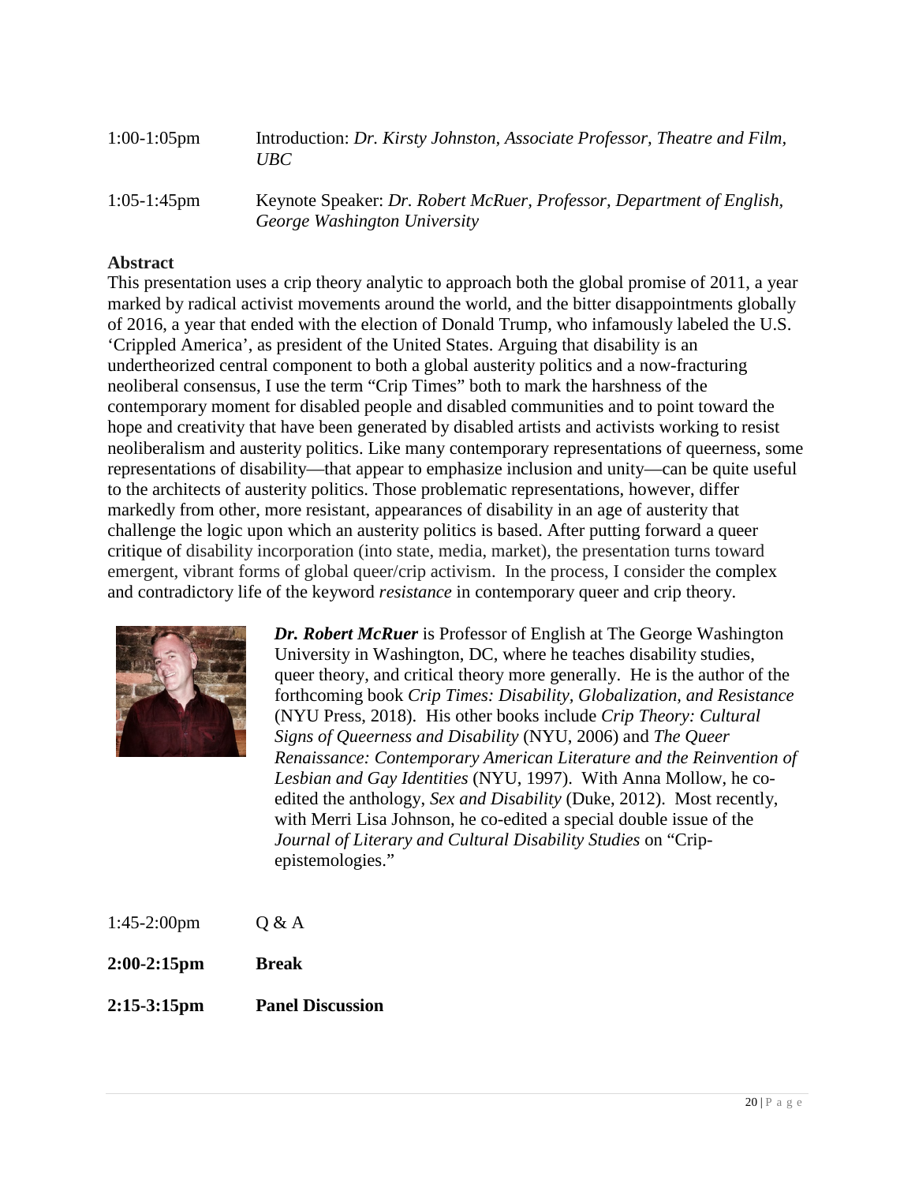| | |
|---|---|
| 1:00-1:05pm | Introduction: *Dr. Kirsty Johnston, Associate Professor, Theatre and Film, UBC* |
| 1:05-1:45pm | Keynote Speaker: *Dr. Robert McRuer, Professor, Department of English, George Washington University* |

**Abstract**

This presentation uses a crip theory analytic to approach both the global promise of 2011, a year marked by radical activist movements around the world, and the bitter disappointments globally of 2016, a year that ended with the election of Donald Trump, who infamously labeled the U.S. 'Crippled America', as president of the United States. Arguing that disability is an undertheorized central component to both a global austerity politics and a now-fracturing neoliberal consensus, I use the term "Crip Times" both to mark the harshness of the contemporary moment for disabled people and disabled communities and to point toward the hope and creativity that have been generated by disabled artists and activists working to resist neoliberalism and austerity politics. Like many contemporary representations of queerness, some representations of disability—that appear to emphasize inclusion and unity—can be quite useful to the architects of austerity politics. Those problematic representations, however, differ markedly from other, more resistant, appearances of disability in an age of austerity that challenge the logic upon which an austerity politics is based. After putting forward a queer critique of disability incorporation (into state, media, market), the presentation turns toward emergent, vibrant forms of global queer/crip activism. In the process, I consider the complex and contradictory life of the keyword *resistance* in contemporary queer and crip theory.

***Dr. Robert McRuer*** is Professor of English at The George Washington University in Washington, DC, where he teaches disability studies, queer theory, and critical theory more generally. He is the author of the forthcoming book *Crip Times: Disability, Globalization, and Resistance* (NYU Press, 2018). His other books include *Crip Theory: Cultural Signs of Queerness and Disability* (NYU, 2006) and *The Queer Renaissance: Contemporary American Literature and the Reinvention of Lesbian and Gay Identities* (NYU, 1997). With Anna Mollow, he co-edited the anthology, *Sex and Disability* (Duke, 2012). Most recently, with Merri Lisa Johnson, he co-edited a special double issue of the *Journal of Literary and Cultural Disability Studies* on "Crip-epistemologies."

| | |
|---|---|
| 1:45-2:00pm | Q & A |
| **2:00-2:15pm** | **Break** |
| **2:15-3:15pm** | **Panel Discussion** |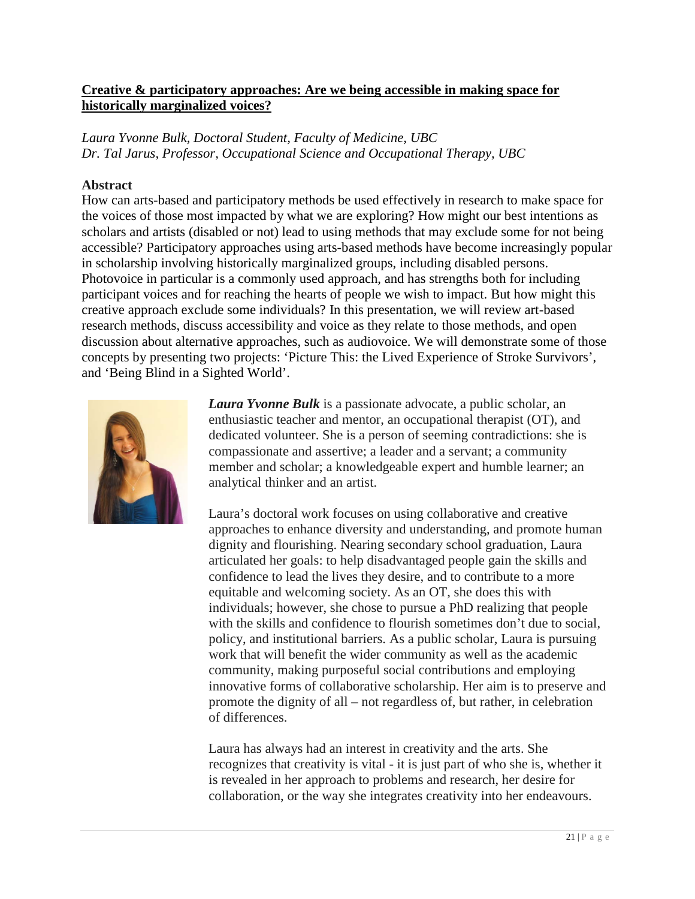**Creative & participatory approaches: Are we being accessible in making space for historically marginalized voices?**

*Laura Yvonne Bulk, Doctoral Student, Faculty of Medicine, UBC*
*Dr. Tal Jarus, Professor, Occupational Science and Occupational Therapy, UBC*

**Abstract**

How can arts-based and participatory methods be used effectively in research to make space for the voices of those most impacted by what we are exploring? How might our best intentions as scholars and artists (disabled or not) lead to using methods that may exclude some for not being accessible? Participatory approaches using arts-based methods have become increasingly popular in scholarship involving historically marginalized groups, including disabled persons. Photovoice in particular is a commonly used approach, and has strengths both for including participant voices and for reaching the hearts of people we wish to impact. But how might this creative approach exclude some individuals? In this presentation, we will review art-based research methods, discuss accessibility and voice as they relate to those methods, and open discussion about alternative approaches, such as audiovoice. We will demonstrate some of those concepts by presenting two projects: 'Picture This: the Lived Experience of Stroke Survivors', and 'Being Blind in a Sighted World'.

***Laura Yvonne Bulk*** is a passionate advocate, a public scholar, an enthusiastic teacher and mentor, an occupational therapist (OT), and dedicated volunteer. She is a person of seeming contradictions: she is compassionate and assertive; a leader and a servant; a community member and scholar; a knowledgeable expert and humble learner; an analytical thinker and an artist.

Laura's doctoral work focuses on using collaborative and creative approaches to enhance diversity and understanding, and promote human dignity and flourishing. Nearing secondary school graduation, Laura articulated her goals: to help disadvantaged people gain the skills and confidence to lead the lives they desire, and to contribute to a more equitable and welcoming society. As an OT, she does this with individuals; however, she chose to pursue a PhD realizing that people with the skills and confidence to flourish sometimes don't due to social, policy, and institutional barriers. As a public scholar, Laura is pursuing work that will benefit the wider community as well as the academic community, making purposeful social contributions and employing innovative forms of collaborative scholarship. Her aim is to preserve and promote the dignity of all – not regardless of, but rather, in celebration of differences.

Laura has always had an interest in creativity and the arts. She recognizes that creativity is vital - it is just part of who she is, whether it is revealed in her approach to problems and research, her desire for collaboration, or the way she integrates creativity into her endeavours.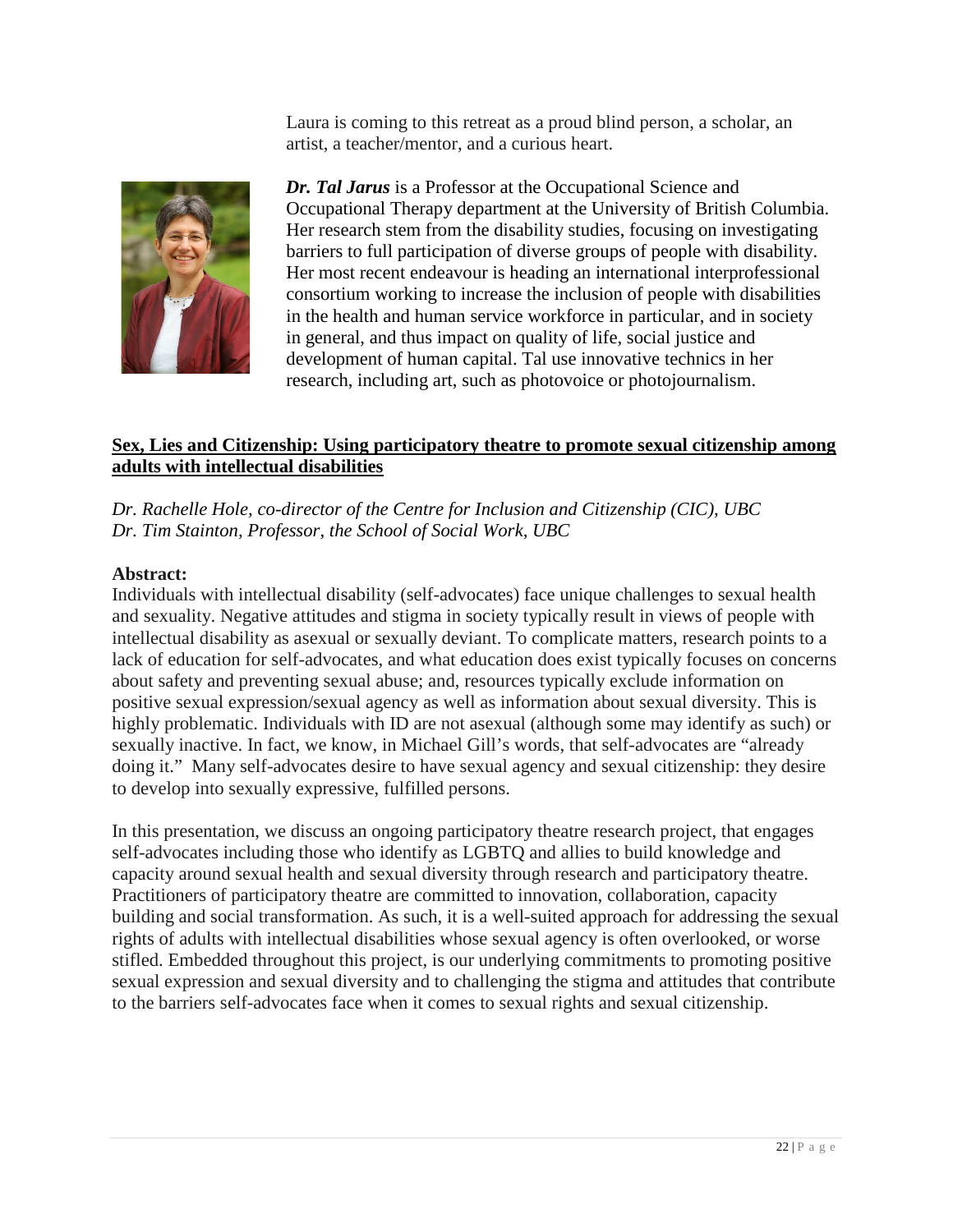Laura is coming to this retreat as a proud blind person, a scholar, an artist, a teacher/mentor, and a curious heart.

***Dr. Tal Jarus*** is a Professor at the Occupational Science and Occupational Therapy department at the University of British Columbia. Her research stem from the disability studies, focusing on investigating barriers to full participation of diverse groups of people with disability. Her most recent endeavour is heading an international interprofessional consortium working to increase the inclusion of people with disabilities in the health and human service workforce in particular, and in society in general, and thus impact on quality of life, social justice and development of human capital. Tal use innovative technics in her research, including art, such as photovoice or photojournalism.

## Sex, Lies and Citizenship: Using participatory theatre to promote sexual citizenship among adults with intellectual disabilities

*Dr. Rachelle Hole, co-director of the Centre for Inclusion and Citizenship (CIC), UBC*
*Dr. Tim Stainton, Professor, the School of Social Work, UBC*

**Abstract:**
Individuals with intellectual disability (self-advocates) face unique challenges to sexual health and sexuality. Negative attitudes and stigma in society typically result in views of people with intellectual disability as asexual or sexually deviant. To complicate matters, research points to a lack of education for self-advocates, and what education does exist typically focuses on concerns about safety and preventing sexual abuse; and, resources typically exclude information on positive sexual expression/sexual agency as well as information about sexual diversity. This is highly problematic. Individuals with ID are not asexual (although some may identify as such) or sexually inactive. In fact, we know, in Michael Gill's words, that self-advocates are "already doing it." Many self-advocates desire to have sexual agency and sexual citizenship: they desire to develop into sexually expressive, fulfilled persons.

In this presentation, we discuss an ongoing participatory theatre research project, that engages self-advocates including those who identify as LGBTQ and allies to build knowledge and capacity around sexual health and sexual diversity through research and participatory theatre. Practitioners of participatory theatre are committed to innovation, collaboration, capacity building and social transformation. As such, it is a well-suited approach for addressing the sexual rights of adults with intellectual disabilities whose sexual agency is often overlooked, or worse stifled. Embedded throughout this project, is our underlying commitments to promoting positive sexual expression and sexual diversity and to challenging the stigma and attitudes that contribute to the barriers self-advocates face when it comes to sexual rights and sexual citizenship.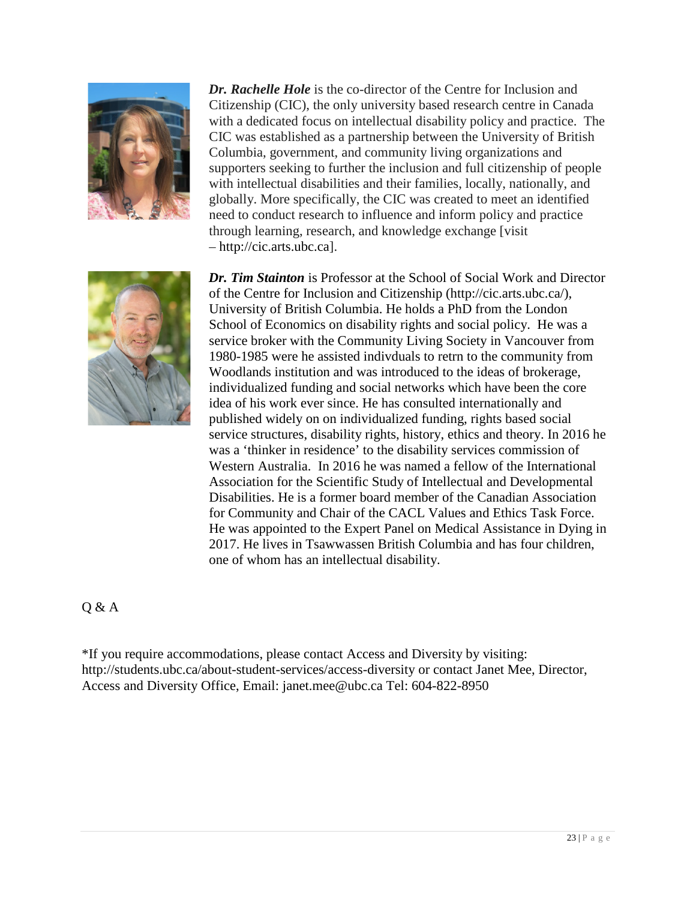***Dr. Rachelle Hole*** is the co-director of the Centre for Inclusion and Citizenship (CIC), the only university based research centre in Canada with a dedicated focus on intellectual disability policy and practice. The CIC was established as a partnership between the University of British Columbia, government, and community living organizations and supporters seeking to further the inclusion and full citizenship of people with intellectual disabilities and their families, locally, nationally, and globally. More specifically, the CIC was created to meet an identified need to conduct research to influence and inform policy and practice through learning, research, and knowledge exchange [visit – http://cic.arts.ubc.ca].

***Dr. Tim Stainton*** is Professor at the School of Social Work and Director of the Centre for Inclusion and Citizenship (http://cic.arts.ubc.ca/), University of British Columbia. He holds a PhD from the London School of Economics on disability rights and social policy. He was a service broker with the Community Living Society in Vancouver from 1980-1985 were he assisted indivduals to retrn to the community from Woodlands institution and was introduced to the ideas of brokerage, individualized funding and social networks which have been the core idea of his work ever since. He has consulted internationally and published widely on on individualized funding, rights based social service structures, disability rights, history, ethics and theory. In 2016 he was a 'thinker in residence' to the disability services commission of Western Australia. In 2016 he was named a fellow of the International Association for the Scientific Study of Intellectual and Developmental Disabilities. He is a former board member of the Canadian Association for Community and Chair of the CACL Values and Ethics Task Force. He was appointed to the Expert Panel on Medical Assistance in Dying in 2017. He lives in Tsawwassen British Columbia and has four children, one of whom has an intellectual disability.

Q & A

*If you require accommodations, please contact Access and Diversity by visiting: http://students.ubc.ca/about-student-services/access-diversity or contact Janet Mee, Director, Access and Diversity Office, Email: janet.mee@ubc.ca Tel: 604-822-8950